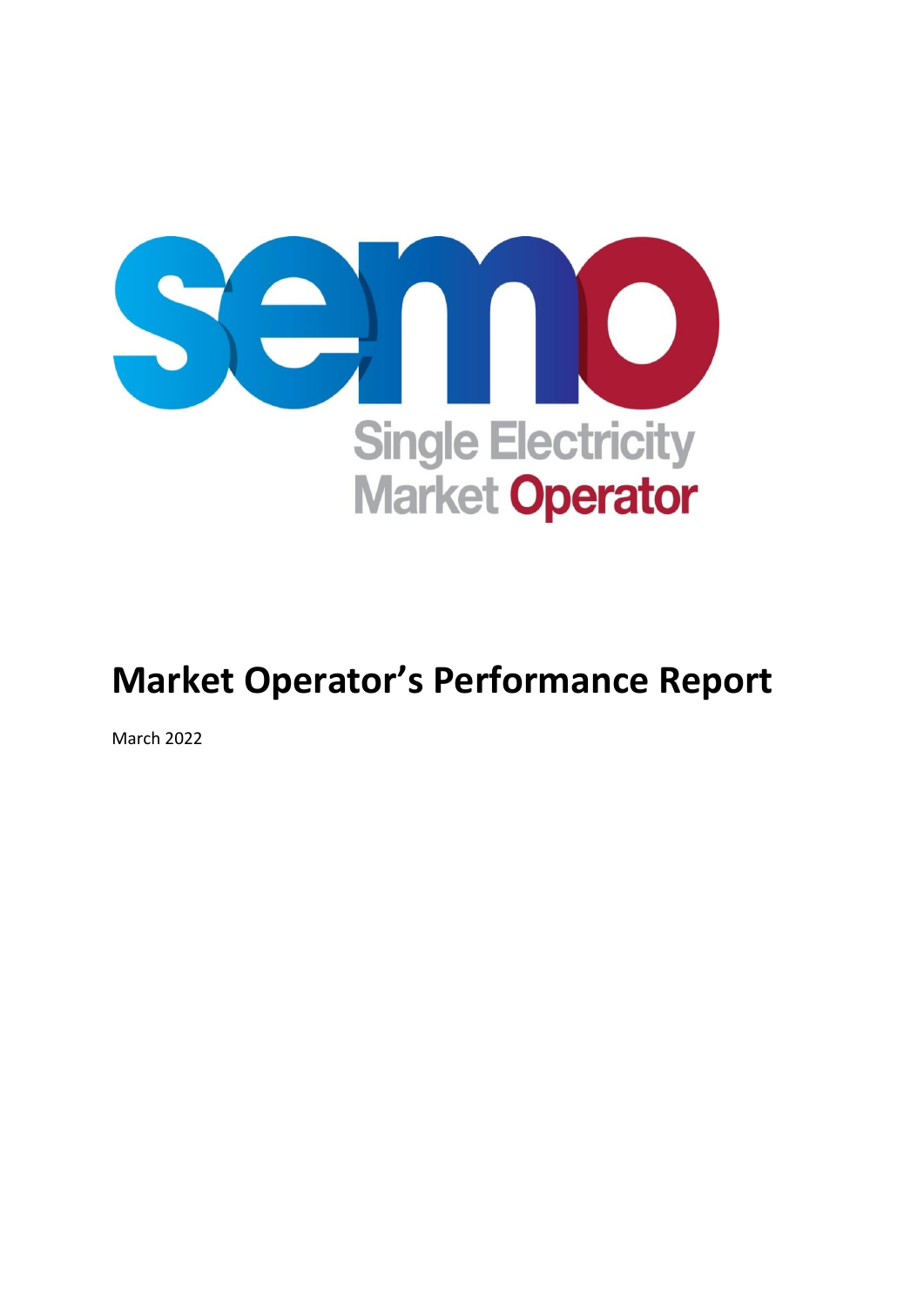semo

Single Electricity Market Operator

# Market Operator's Performance Report

March 2022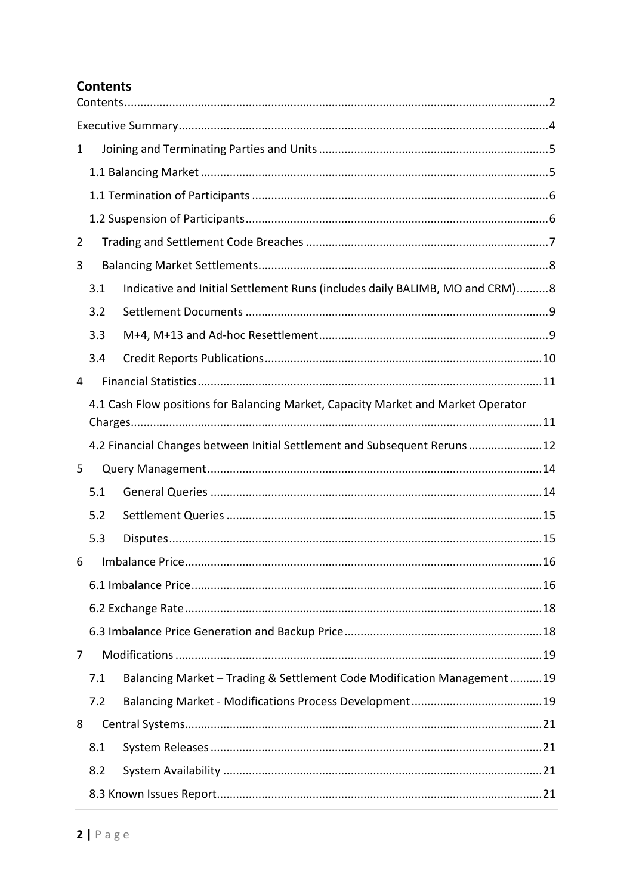## Contents

Contents ........................................................................................................................ 2

Executive Summary ........................................................................................................ 4

1 Joining and Terminating Parties and Units ................................................................ 5

1.1 Balancing Market ..................................................................................................... 5

1.1 Termination of Participants ..................................................................................... 6

1.2 Suspension of Participants ....................................................................................... 6

2 Trading and Settlement Code Breaches .................................................................... 7

3 Balancing Market Settlements ................................................................................... 8

3.1 Indicative and Initial Settlement Runs (includes daily BALIMB, MO and CRM) .......... 8

3.2 Settlement Documents ............................................................................................ 9

3.3 M+4, M+13 and Ad-hoc Resettlement ..................................................................... 9

3.4 Credit Reports Publications .................................................................................... 10

4 Financial Statistics .................................................................................................... 11

4.1 Cash Flow positions for Balancing Market, Capacity Market and Market Operator Charges ........................................................................................................................ 11

4.2 Financial Changes between Initial Settlement and Subsequent Reruns ................. 12

5 Query Management .................................................................................................. 14

5.1 General Queries ..................................................................................................... 14

5.2 Settlement Queries ................................................................................................ 15

5.3 Disputes ................................................................................................................. 15

6 Imbalance Price ........................................................................................................ 16

6.1 Imbalance Price ...................................................................................................... 16

6.2 Exchange Rate ........................................................................................................ 18

6.3 Imbalance Price Generation and Backup Price ....................................................... 18

7 Modifications ............................................................................................................ 19

7.1 Balancing Market – Trading & Settlement Code Modification Management .......... 19

7.2 Balancing Market - Modifications Process Development ........................................ 19

8 Central Systems ........................................................................................................ 21

8.1 System Releases ..................................................................................................... 21

8.2 System Availability ................................................................................................. 21

8.3 Known Issues Report .............................................................................................. 21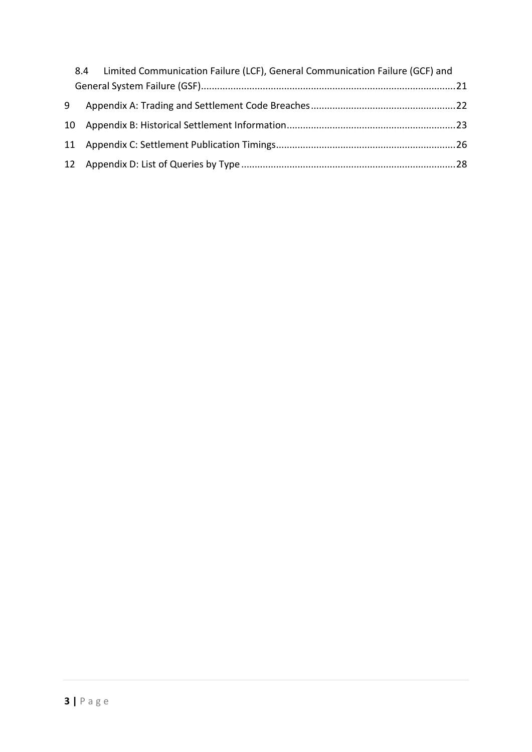8.4 Limited Communication Failure (LCF), General Communication Failure (GCF) and General System Failure (GSF) ........ 21

9 Appendix A: Trading and Settlement Code Breaches ........ 22

10 Appendix B: Historical Settlement Information ........ 23

11 Appendix C: Settlement Publication Timings ........ 26

12 Appendix D: List of Queries by Type ........ 28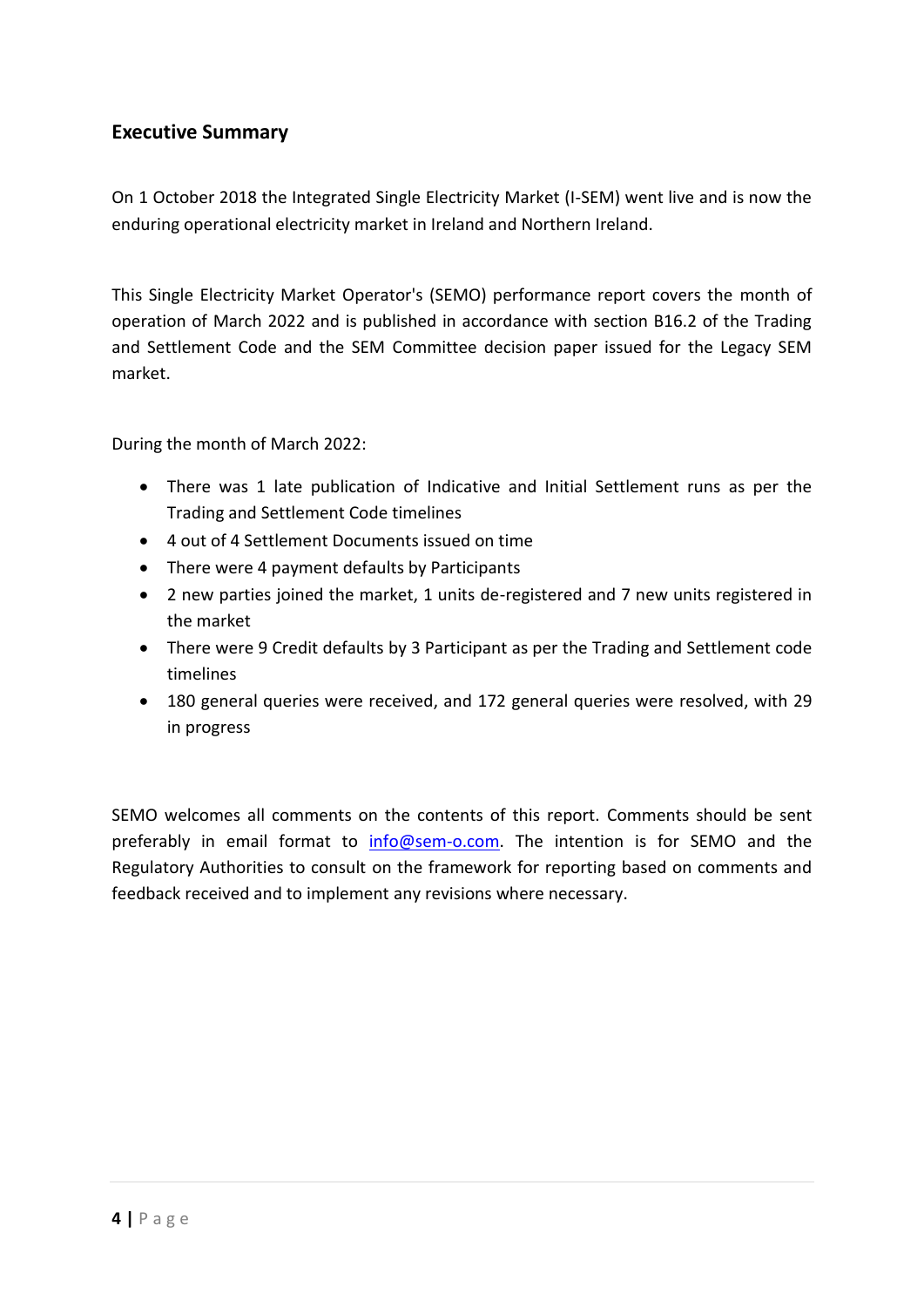## Executive Summary

On 1 October 2018 the Integrated Single Electricity Market (I-SEM) went live and is now the enduring operational electricity market in Ireland and Northern Ireland.

This Single Electricity Market Operator's (SEMO) performance report covers the month of operation of March 2022 and is published in accordance with section B16.2 of the Trading and Settlement Code and the SEM Committee decision paper issued for the Legacy SEM market.

During the month of March 2022:

- There was 1 late publication of Indicative and Initial Settlement runs as per the Trading and Settlement Code timelines
- 4 out of 4 Settlement Documents issued on time
- There were 4 payment defaults by Participants
- 2 new parties joined the market, 1 units de-registered and 7 new units registered in the market
- There were 9 Credit defaults by 3 Participant as per the Trading and Settlement code timelines
- 180 general queries were received, and 172 general queries were resolved, with 29 in progress

SEMO welcomes all comments on the contents of this report. Comments should be sent preferably in email format to info@sem-o.com. The intention is for SEMO and the Regulatory Authorities to consult on the framework for reporting based on comments and feedback received and to implement any revisions where necessary.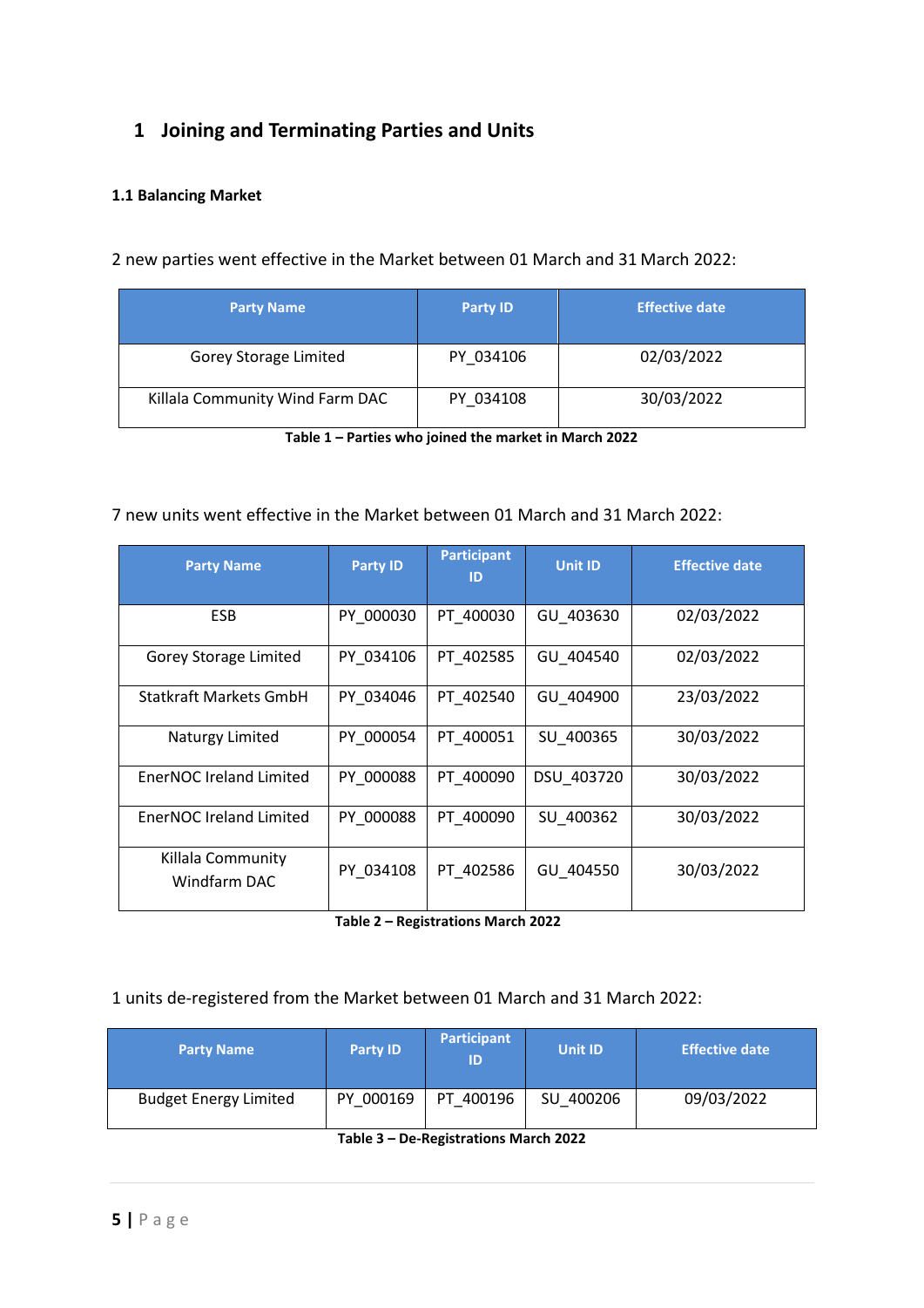# 1 Joining and Terminating Parties and Units

### 1.1 Balancing Market

2 new parties went effective in the Market between 01 March and 31 March 2022:

| Party Name | Party ID | Effective date |
|---|---|---|
| Gorey Storage Limited | PY_034106 | 02/03/2022 |
| Killala Community Wind Farm DAC | PY_034108 | 30/03/2022 |

**Table 1 – Parties who joined the market in March 2022**

7 new units went effective in the Market between 01 March and 31 March 2022:

| Party Name | Party ID | Participant ID | Unit ID | Effective date |
|---|---|---|---|---|
| ESB | PY_000030 | PT_400030 | GU_403630 | 02/03/2022 |
| Gorey Storage Limited | PY_034106 | PT_402585 | GU_404540 | 02/03/2022 |
| Statkraft Markets GmbH | PY_034046 | PT_402540 | GU_404900 | 23/03/2022 |
| Naturgy Limited | PY_000054 | PT_400051 | SU_400365 | 30/03/2022 |
| EnerNOC Ireland Limited | PY_000088 | PT_400090 | DSU_403720 | 30/03/2022 |
| EnerNOC Ireland Limited | PY_000088 | PT_400090 | SU_400362 | 30/03/2022 |
| Killala Community Windfarm DAC | PY_034108 | PT_402586 | GU_404550 | 30/03/2022 |

**Table 2 – Registrations March 2022**

1 units de-registered from the Market between 01 March and 31 March 2022:

| Party Name | Party ID | Participant ID | Unit ID | Effective date |
|---|---|---|---|---|
| Budget Energy Limited | PY_000169 | PT_400196 | SU_400206 | 09/03/2022 |

**Table 3 – De-Registrations March 2022**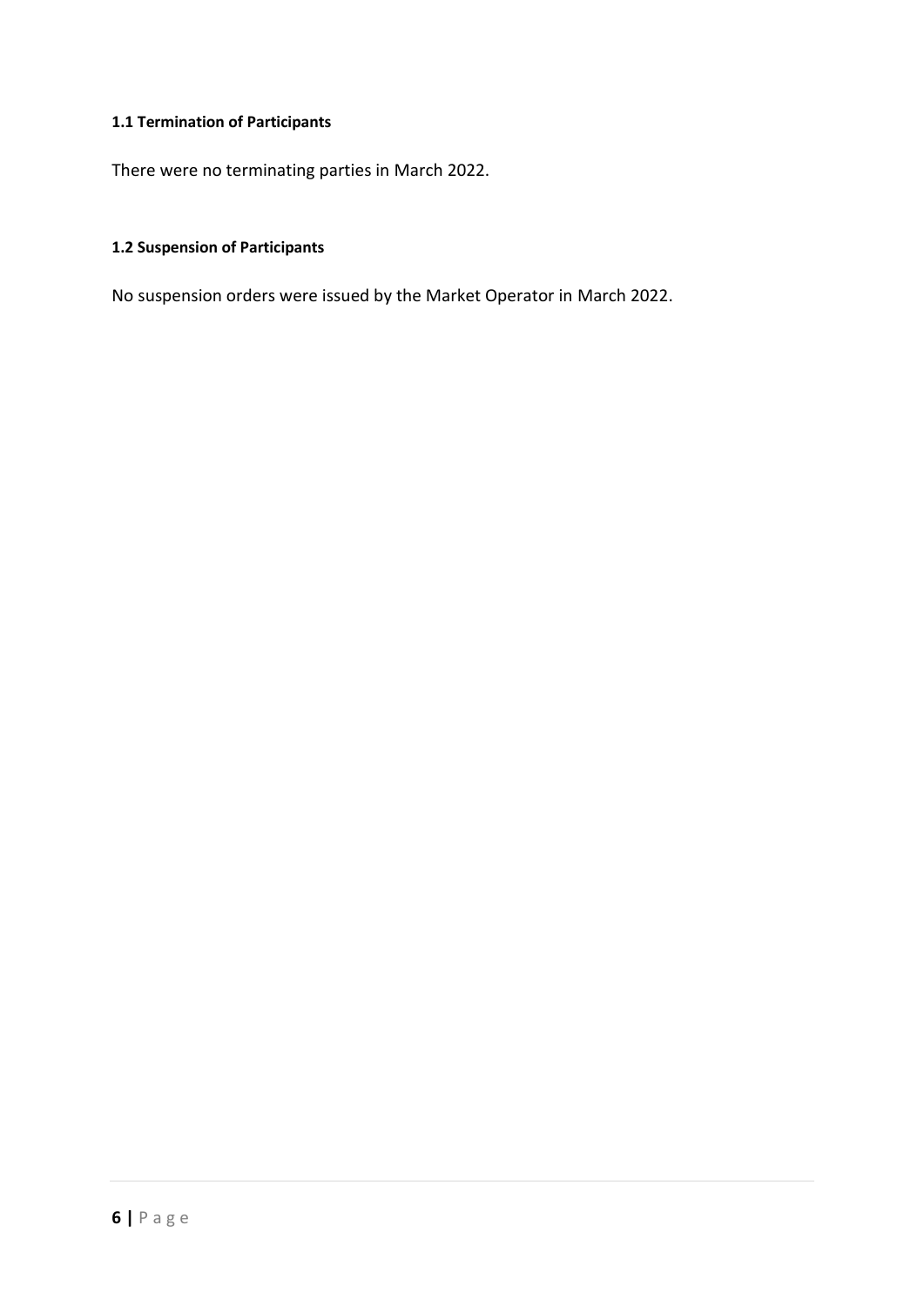### 1.1 Termination of Participants

There were no terminating parties in March 2022.

### 1.2 Suspension of Participants

No suspension orders were issued by the Market Operator in March 2022.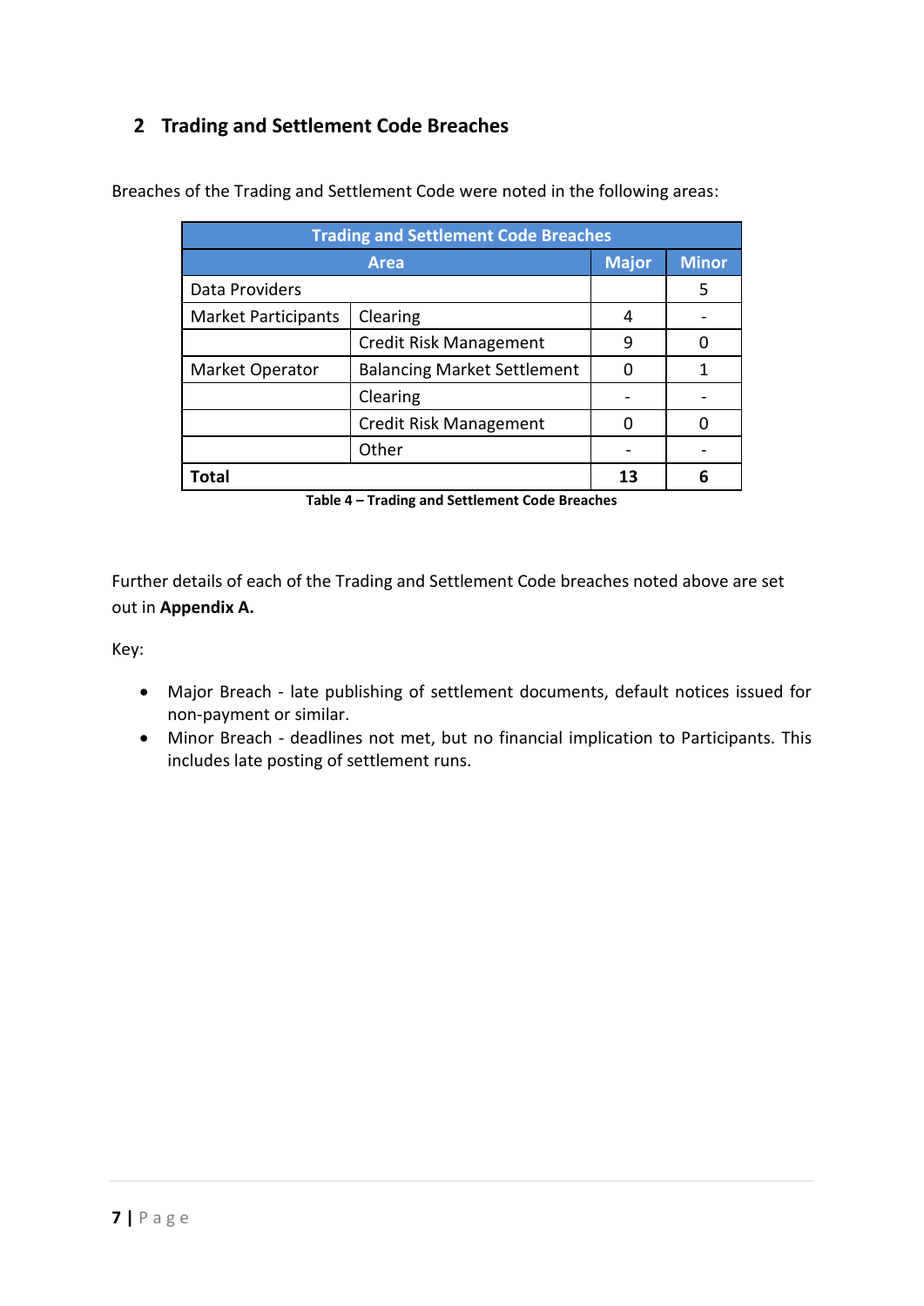## 2 Trading and Settlement Code Breaches

Breaches of the Trading and Settlement Code were noted in the following areas:

| Trading and Settlement Code Breaches | | | |
|---|---|---|---|
| Area | | Major | Minor |
| Data Providers | | | 5 |
| Market Participants | Clearing | 4 | - |
| | Credit Risk Management | 9 | 0 |
| Market Operator | Balancing Market Settlement | 0 | 1 |
| | Clearing | - | - |
| | Credit Risk Management | 0 | 0 |
| | Other | - | - |
| **Total** | | **13** | **6** |

**Table 4 – Trading and Settlement Code Breaches**

Further details of each of the Trading and Settlement Code breaches noted above are set out in **Appendix A.**

Key:

- Major Breach - late publishing of settlement documents, default notices issued for non-payment or similar.
- Minor Breach - deadlines not met, but no financial implication to Participants. This includes late posting of settlement runs.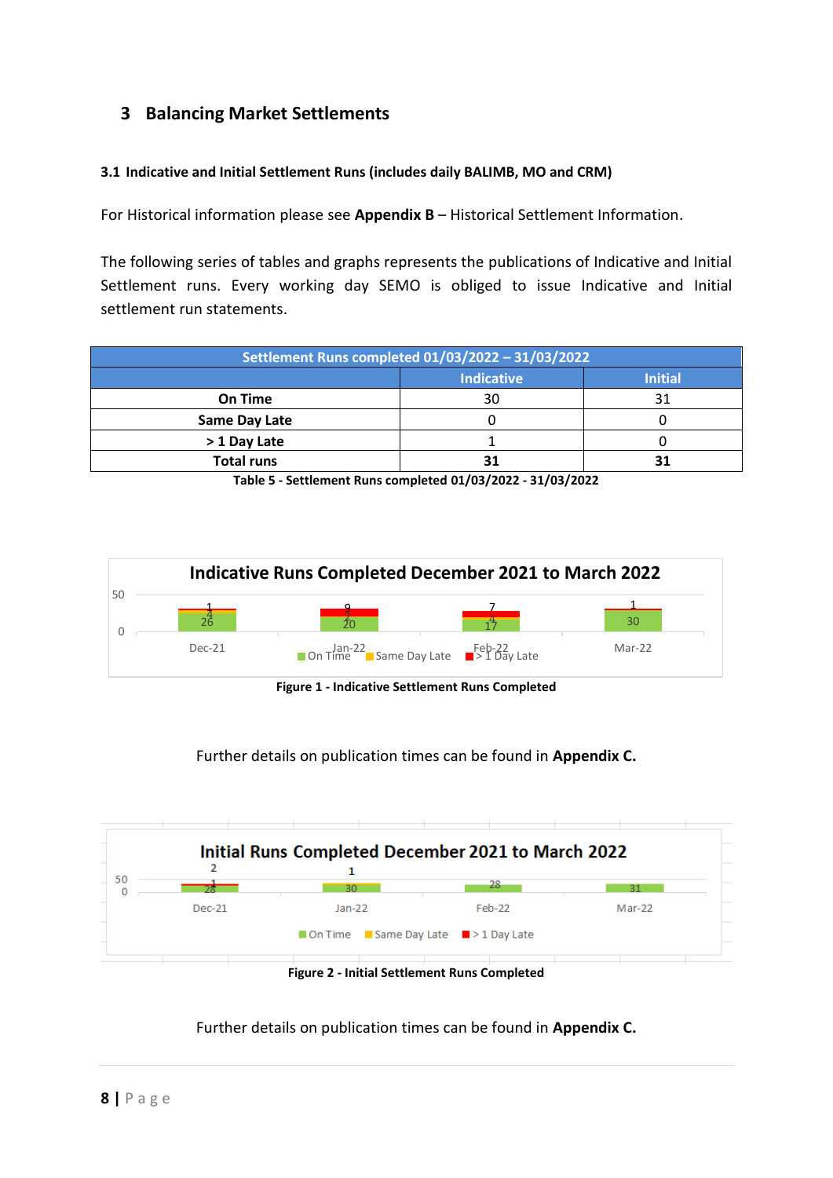# 3 Balancing Market Settlements

### 3.1 Indicative and Initial Settlement Runs (includes daily BALIMB, MO and CRM)

For Historical information please see **Appendix B** – Historical Settlement Information.

The following series of tables and graphs represents the publications of Indicative and Initial Settlement runs. Every working day SEMO is obliged to issue Indicative and Initial settlement run statements.

| Settlement Runs completed 01/03/2022 – 31/03/2022 | | |
|---|---|---|
| | **Indicative** | **Initial** |
| **On Time** | 30 | 31 |
| **Same Day Late** | 0 | 0 |
| **> 1 Day Late** | 1 | 0 |
| **Total runs** | **31** | **31** |

**Table 5 - Settlement Runs completed 01/03/2022 - 31/03/2022**

Indicative Runs Completed December 2021 to March 2022

50
0

1
4
26
Dec-21

9
2
20
Jan-22

7
4
17
Feb-22

1
30
Mar-22

On Time
Same Day Late
> 1 Day Late

**Figure 1 - Indicative Settlement Runs Completed**

Further details on publication times can be found in **Appendix C.**

Initial Runs Completed December 2021 to March 2022

50
0

2
1
28
Dec-21

1
30
Jan-22

28
Feb-22

31
Mar-22

On Time
Same Day Late
> 1 Day Late

**Figure 2 - Initial Settlement Runs Completed**

Further details on publication times can be found in **Appendix C.**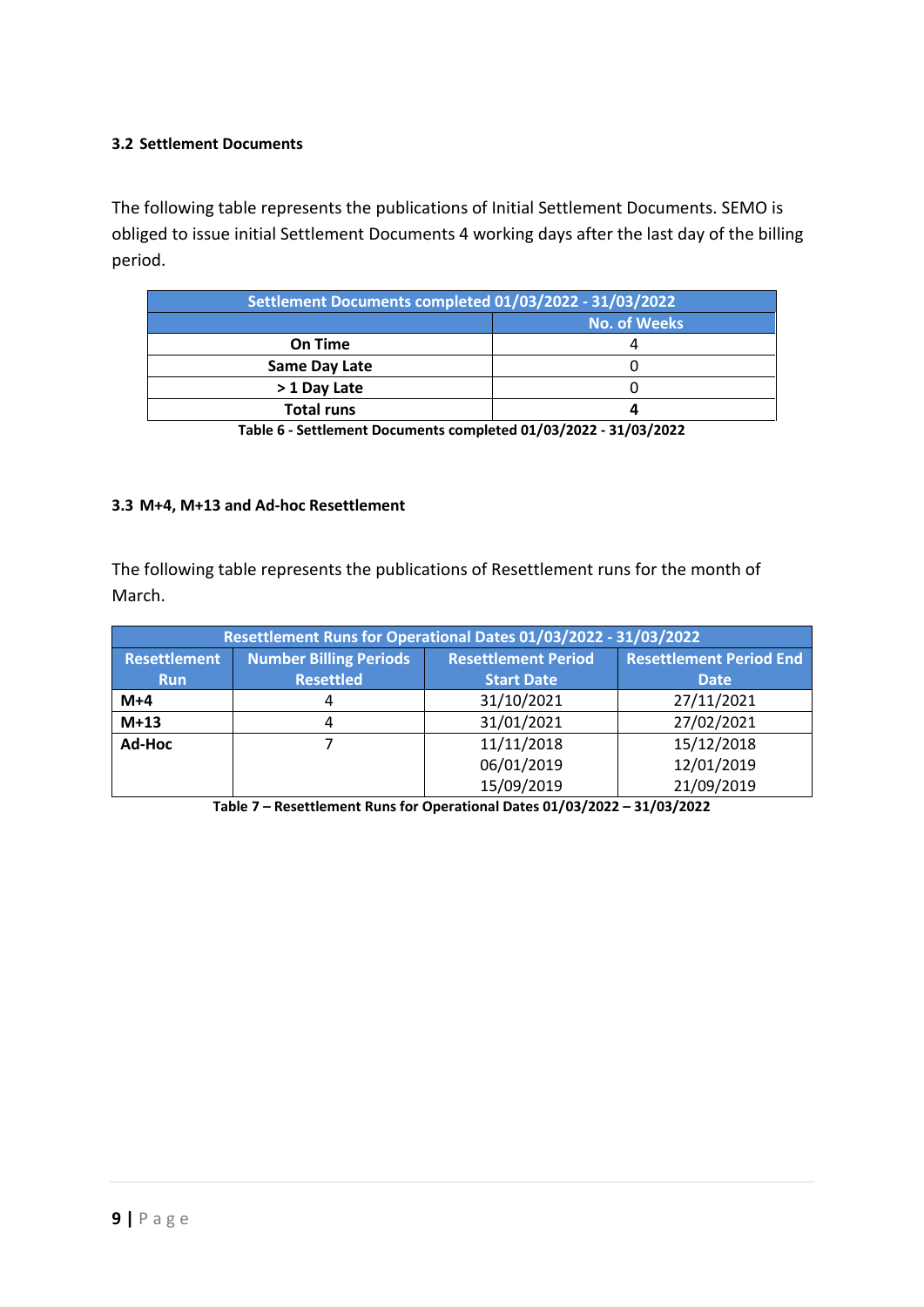### 3.2 Settlement Documents

The following table represents the publications of Initial Settlement Documents. SEMO is obliged to issue initial Settlement Documents 4 working days after the last day of the billing period.

| Settlement Documents completed 01/03/2022 - 31/03/2022 | |
|---|---|
| | No. of Weeks |
| On Time | 4 |
| Same Day Late | 0 |
| > 1 Day Late | 0 |
| **Total runs** | **4** |

Table 6 - Settlement Documents completed 01/03/2022 - 31/03/2022

### 3.3 M+4, M+13 and Ad-hoc Resettlement

The following table represents the publications of Resettlement runs for the month of March.

| Resettlement Runs for Operational Dates 01/03/2022 - 31/03/2022 | | | |
|---|---|---|---|
| Resettlement Run | Number Billing Periods Resettled | Resettlement Period Start Date | Resettlement Period End Date |
| **M+4** | 4 | 31/10/2021 | 27/11/2021 |
| **M+13** | 4 | 31/01/2021 | 27/02/2021 |
| **Ad-Hoc** | 7 | 11/11/2018<br>06/01/2019<br>15/09/2019 | 15/12/2018<br>12/01/2019<br>21/09/2019 |

Table 7 – Resettlement Runs for Operational Dates 01/03/2022 – 31/03/2022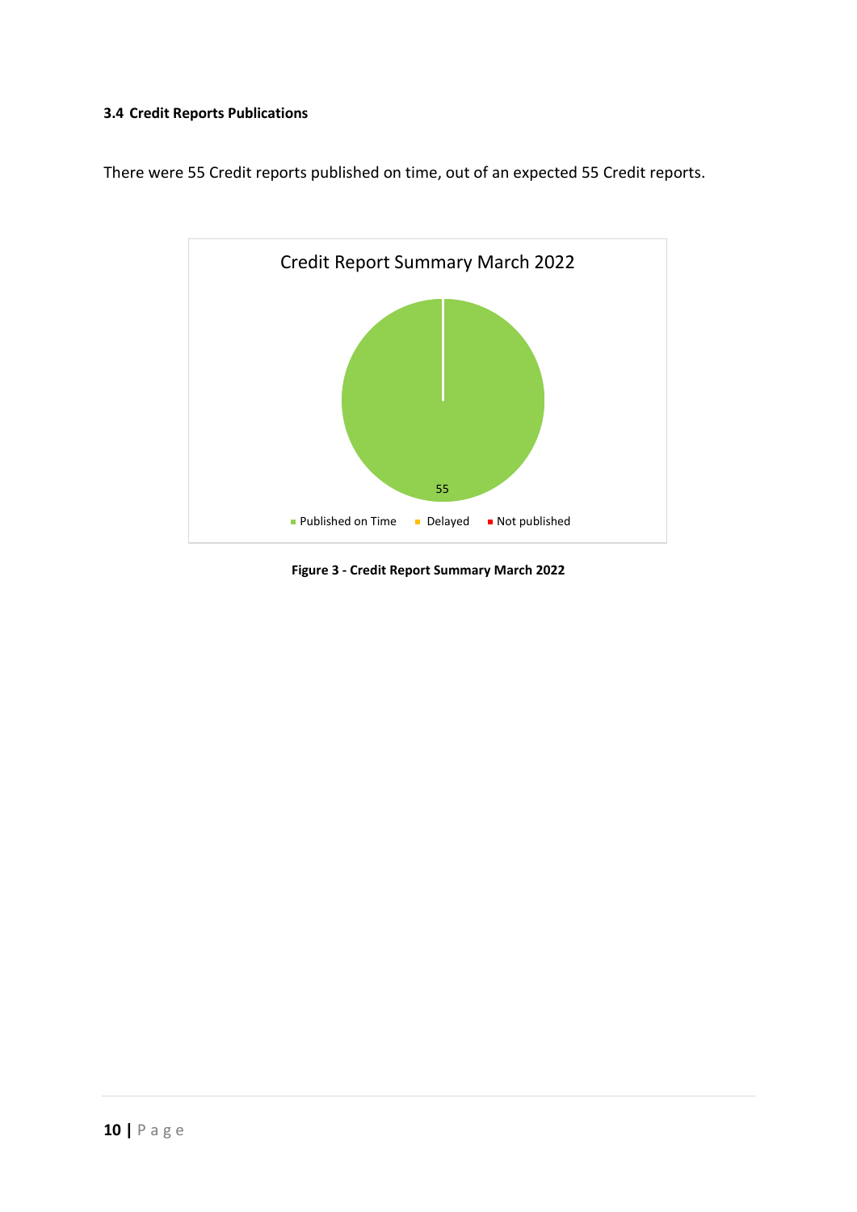### 3.4 Credit Reports Publications

There were 55 Credit reports published on time, out of an expected 55 Credit reports.

Credit Report Summary March 2022

55

Published on Time
Delayed
Not published

**Figure 3 - Credit Report Summary March 2022**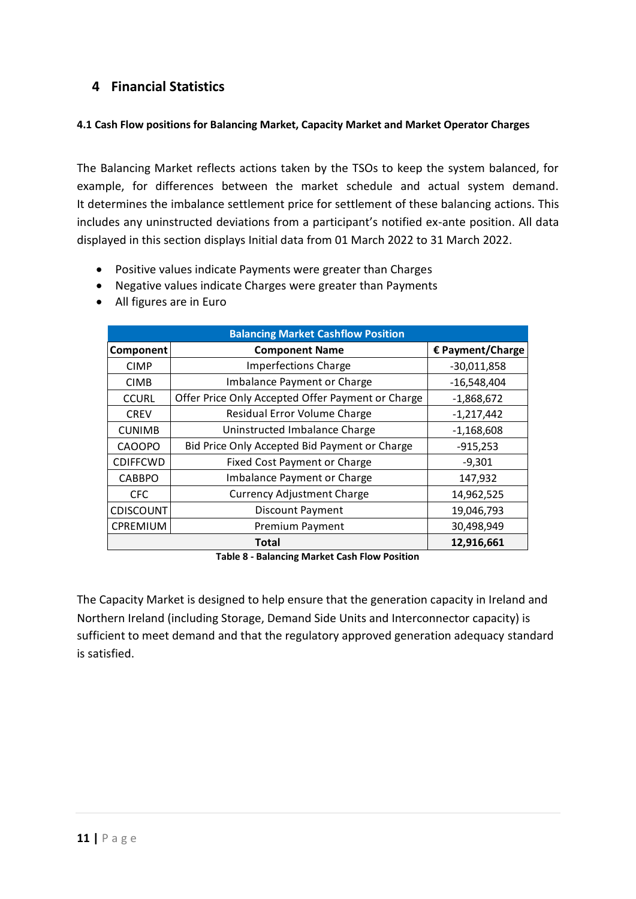# 4 Financial Statistics

#### 4.1 Cash Flow positions for Balancing Market, Capacity Market and Market Operator Charges

The Balancing Market reflects actions taken by the TSOs to keep the system balanced, for example, for differences between the market schedule and actual system demand. It determines the imbalance settlement price for settlement of these balancing actions. This includes any uninstructed deviations from a participant's notified ex-ante position. All data displayed in this section displays Initial data from 01 March 2022 to 31 March 2022.

- Positive values indicate Payments were greater than Charges
- Negative values indicate Charges were greater than Payments
- All figures are in Euro

| Balancing Market Cashflow Position | | |
|---|---|---|
| **Component** | **Component Name** | **€ Payment/Charge** |
| CIMP | Imperfections Charge | -30,011,858 |
| CIMB | Imbalance Payment or Charge | -16,548,404 |
| CCURL | Offer Price Only Accepted Offer Payment or Charge | -1,868,672 |
| CREV | Residual Error Volume Charge | -1,217,442 |
| CUNIMB | Uninstructed Imbalance Charge | -1,168,608 |
| CAOOPO | Bid Price Only Accepted Bid Payment or Charge | -915,253 |
| CDIFFCWD | Fixed Cost Payment or Charge | -9,301 |
| CABBPO | Imbalance Payment or Charge | 147,932 |
| CFC | Currency Adjustment Charge | 14,962,525 |
| CDISCOUNT | Discount Payment | 19,046,793 |
| CPREMIUM | Premium Payment | 30,498,949 |
| **Total** | | **12,916,661** |

**Table 8 - Balancing Market Cash Flow Position**

The Capacity Market is designed to help ensure that the generation capacity in Ireland and Northern Ireland (including Storage, Demand Side Units and Interconnector capacity) is sufficient to meet demand and that the regulatory approved generation adequacy standard is satisfied.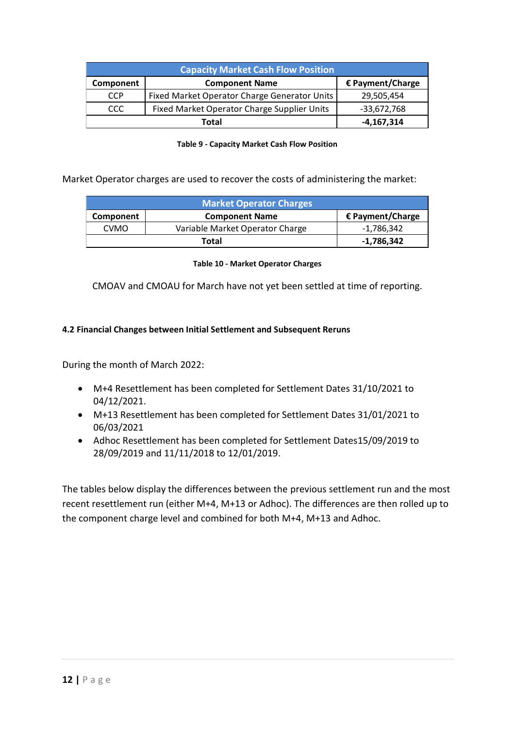| Capacity Market Cash Flow Position | | |
|---|---|---|
| **Component** | **Component Name** | **€ Payment/Charge** |
| CCP | Fixed Market Operator Charge Generator Units | 29,505,454 |
| CCC | Fixed Market Operator Charge Supplier Units | -33,672,768 |
| **Total** | | **-4,167,314** |

**Table 9 - Capacity Market Cash Flow Position**

Market Operator charges are used to recover the costs of administering the market:

| Market Operator Charges | | |
|---|---|---|
| **Component** | **Component Name** | **€ Payment/Charge** |
| CVMO | Variable Market Operator Charge | -1,786,342 |
| **Total** | | **-1,786,342** |

**Table 10 - Market Operator Charges**

CMOAV and CMOAU for March have not yet been settled at time of reporting.

#### 4.2 Financial Changes between Initial Settlement and Subsequent Reruns

During the month of March 2022:

- M+4 Resettlement has been completed for Settlement Dates 31/10/2021 to 04/12/2021.
- M+13 Resettlement has been completed for Settlement Dates 31/01/2021 to 06/03/2021
- Adhoc Resettlement has been completed for Settlement Dates15/09/2019 to 28/09/2019 and 11/11/2018 to 12/01/2019.

The tables below display the differences between the previous settlement run and the most recent resettlement run (either M+4, M+13 or Adhoc). The differences are then rolled up to the component charge level and combined for both M+4, M+13 and Adhoc.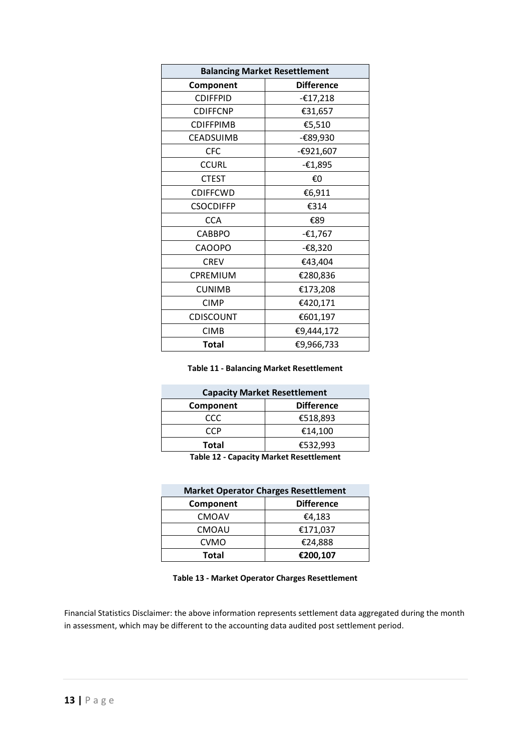| Balancing Market Resettlement | |
|---|---|
| **Component** | **Difference** |
| CDIFFPID | -€17,218 |
| CDIFFCNP | €31,657 |
| CDIFFPIMB | €5,510 |
| CEADSUIMB | -€89,930 |
| CFC | -€921,607 |
| CCURL | -€1,895 |
| CTEST | €0 |
| CDIFFCWD | €6,911 |
| CSOCDIFFP | €314 |
| CCA | €89 |
| CABBPO | -€1,767 |
| CAOOPO | -€8,320 |
| CREV | €43,404 |
| CPREMIUM | €280,836 |
| CUNIMB | €173,208 |
| CIMP | €420,171 |
| CDISCOUNT | €601,197 |
| CIMB | €9,444,172 |
| **Total** | €9,966,733 |

**Table 11 - Balancing Market Resettlement**

| Capacity Market Resettlement | |
|---|---|
| **Component** | **Difference** |
| CCC | €518,893 |
| CCP | €14,100 |
| **Total** | €532,993 |

**Table 12 - Capacity Market Resettlement**

| Market Operator Charges Resettlement | |
|---|---|
| **Component** | **Difference** |
| CMOAV | €4,183 |
| CMOAU | €171,037 |
| CVMO | €24,888 |
| **Total** | **€200,107** |

**Table 13 - Market Operator Charges Resettlement**

Financial Statistics Disclaimer: the above information represents settlement data aggregated during the month in assessment, which may be different to the accounting data audited post settlement period.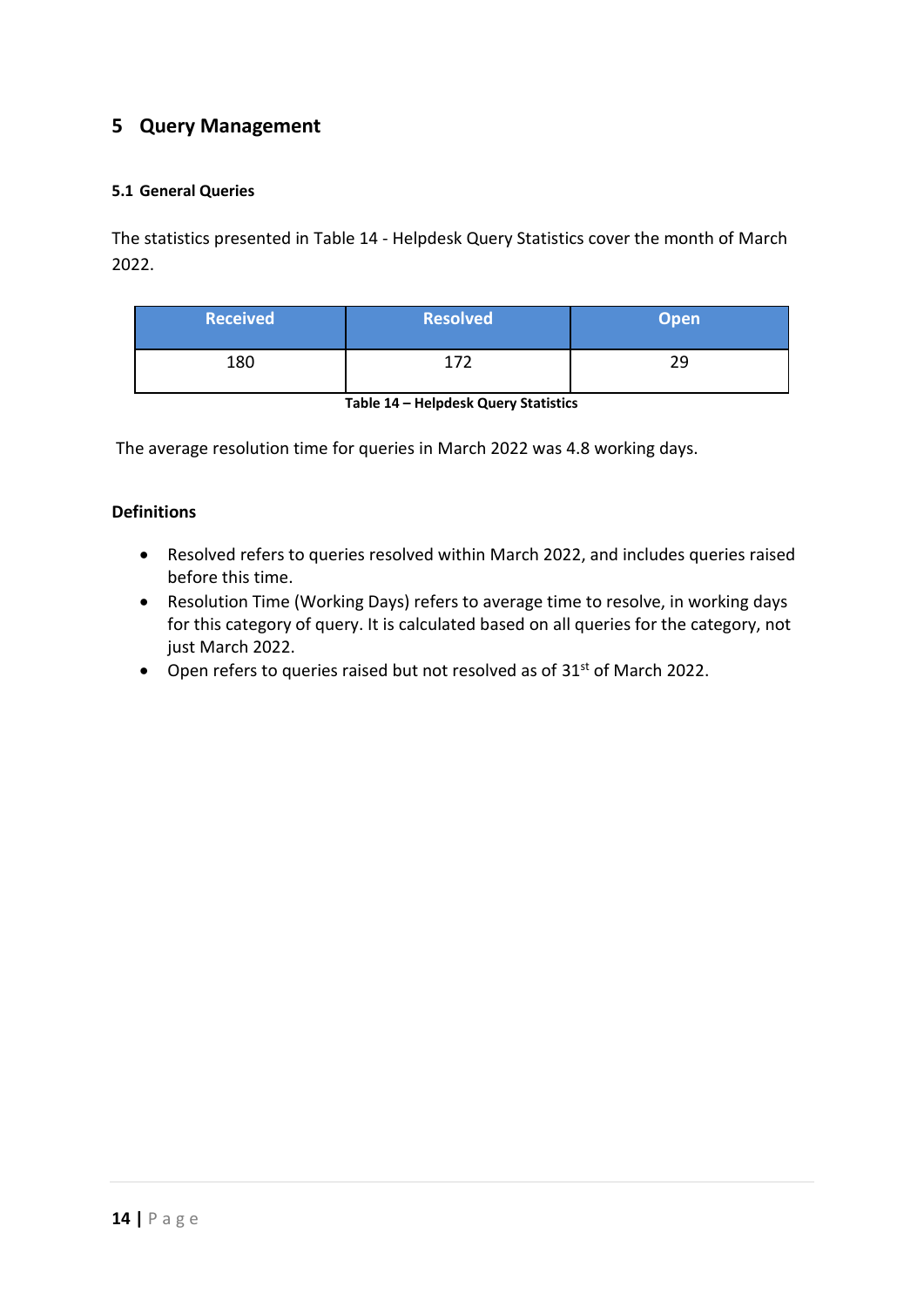# 5 Query Management

### 5.1 General Queries

The statistics presented in Table 14 - Helpdesk Query Statistics cover the month of March 2022.

| Received | Resolved | Open |
|---|---|---|
| 180 | 172 | 29 |

**Table 14 – Helpdesk Query Statistics**

The average resolution time for queries in March 2022 was 4.8 working days.

**Definitions**

- Resolved refers to queries resolved within March 2022, and includes queries raised before this time.
- Resolution Time (Working Days) refers to average time to resolve, in working days for this category of query. It is calculated based on all queries for the category, not just March 2022.
- Open refers to queries raised but not resolved as of 31st of March 2022.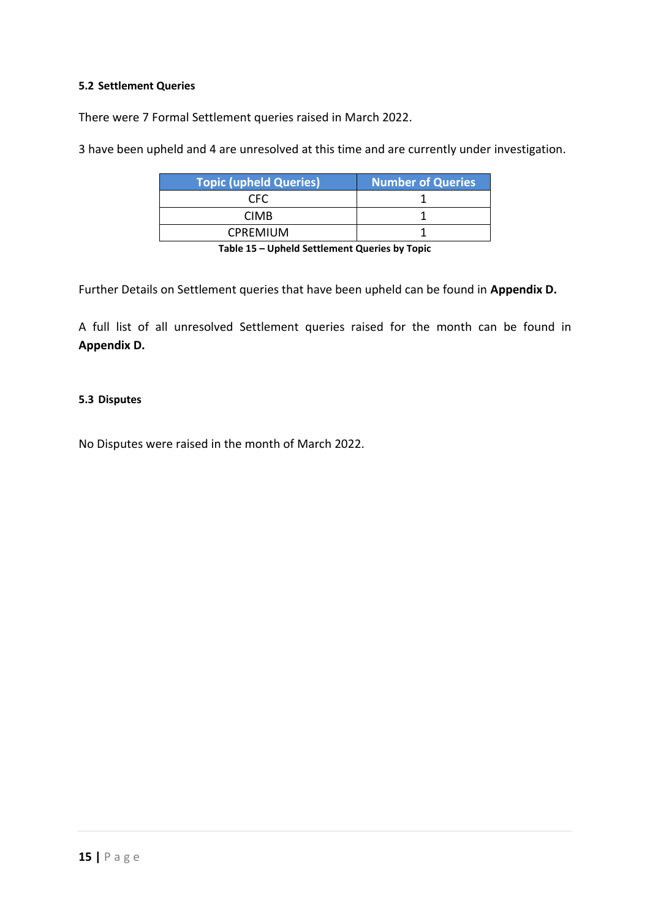### 5.2 Settlement Queries

There were 7 Formal Settlement queries raised in March 2022.

3 have been upheld and 4 are unresolved at this time and are currently under investigation.

| Topic (upheld Queries) | Number of Queries |
|---|---|
| CFC | 1 |
| CIMB | 1 |
| CPREMIUM | 1 |

**Table 15 – Upheld Settlement Queries by Topic**

Further Details on Settlement queries that have been upheld can be found in **Appendix D.**

A full list of all unresolved Settlement queries raised for the month can be found in **Appendix D.**

### 5.3 Disputes

No Disputes were raised in the month of March 2022.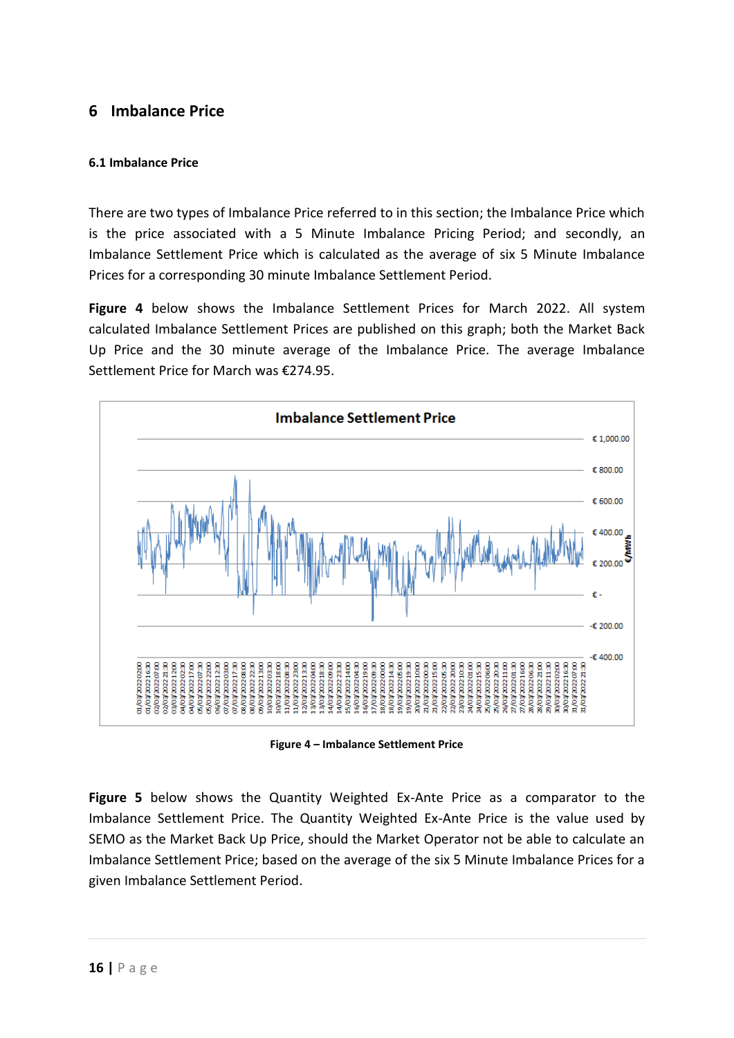# 6 Imbalance Price

### 6.1 Imbalance Price

There are two types of Imbalance Price referred to in this section; the Imbalance Price which is the price associated with a 5 Minute Imbalance Pricing Period; and secondly, an Imbalance Settlement Price which is calculated as the average of six 5 Minute Imbalance Prices for a corresponding 30 minute Imbalance Settlement Period.

**Figure 4** below shows the Imbalance Settlement Prices for March 2022. All system calculated Imbalance Settlement Prices are published on this graph; both the Market Back Up Price and the 30 minute average of the Imbalance Price. The average Imbalance Settlement Price for March was €274.95.

Imbalance Settlement Price

€ 1,000.00
€ 800.00
€ 600.00
€ 400.00
€ 200.00
€ -
-€ 200.00
-€ 400.00

€/MWh

Figure 4 – Imbalance Settlement Price

**Figure 5** below shows the Quantity Weighted Ex-Ante Price as a comparator to the Imbalance Settlement Price. The Quantity Weighted Ex-Ante Price is the value used by SEMO as the Market Back Up Price, should the Market Operator not be able to calculate an Imbalance Settlement Price; based on the average of the six 5 Minute Imbalance Prices for a given Imbalance Settlement Period.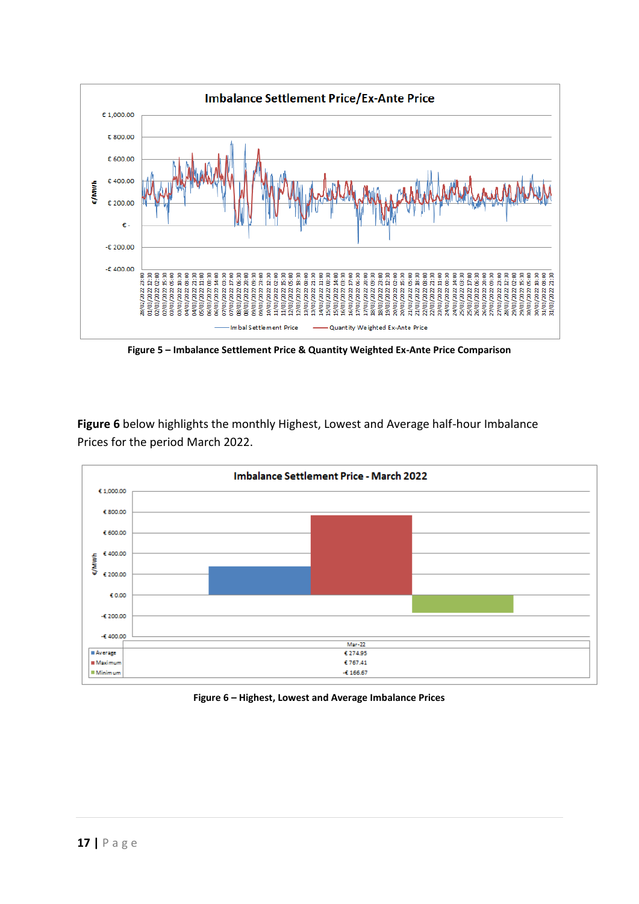Imbalance Settlement Price/Ex-Ante Price

€ 1,000.00
€ 800.00
€ 600.00
€ 400.00
€ 200.00
€ -
-€ 200.00
-€ 400.00

€/MWh

Imbal Settlement Price
Quantity Weighted Ex-Ante Price

**Figure 5 – Imbalance Settlement Price & Quantity Weighted Ex-Ante Price Comparison**

**Figure 6** below highlights the monthly Highest, Lowest and Average half-hour Imbalance Prices for the period March 2022.

Imbalance Settlement Price - March 2022

€ 1,000.00
€ 800.00
€ 600.00
€ 400.00
€ 200.00
€ 0.00
-€ 200.00
-€ 400.00

€/MWh

| | Mar-22 |
|---|---|
| Average | € 274.95 |
| Maximum | € 767.41 |
| Minimum | -€ 166.67 |

**Figure 6 – Highest, Lowest and Average Imbalance Prices**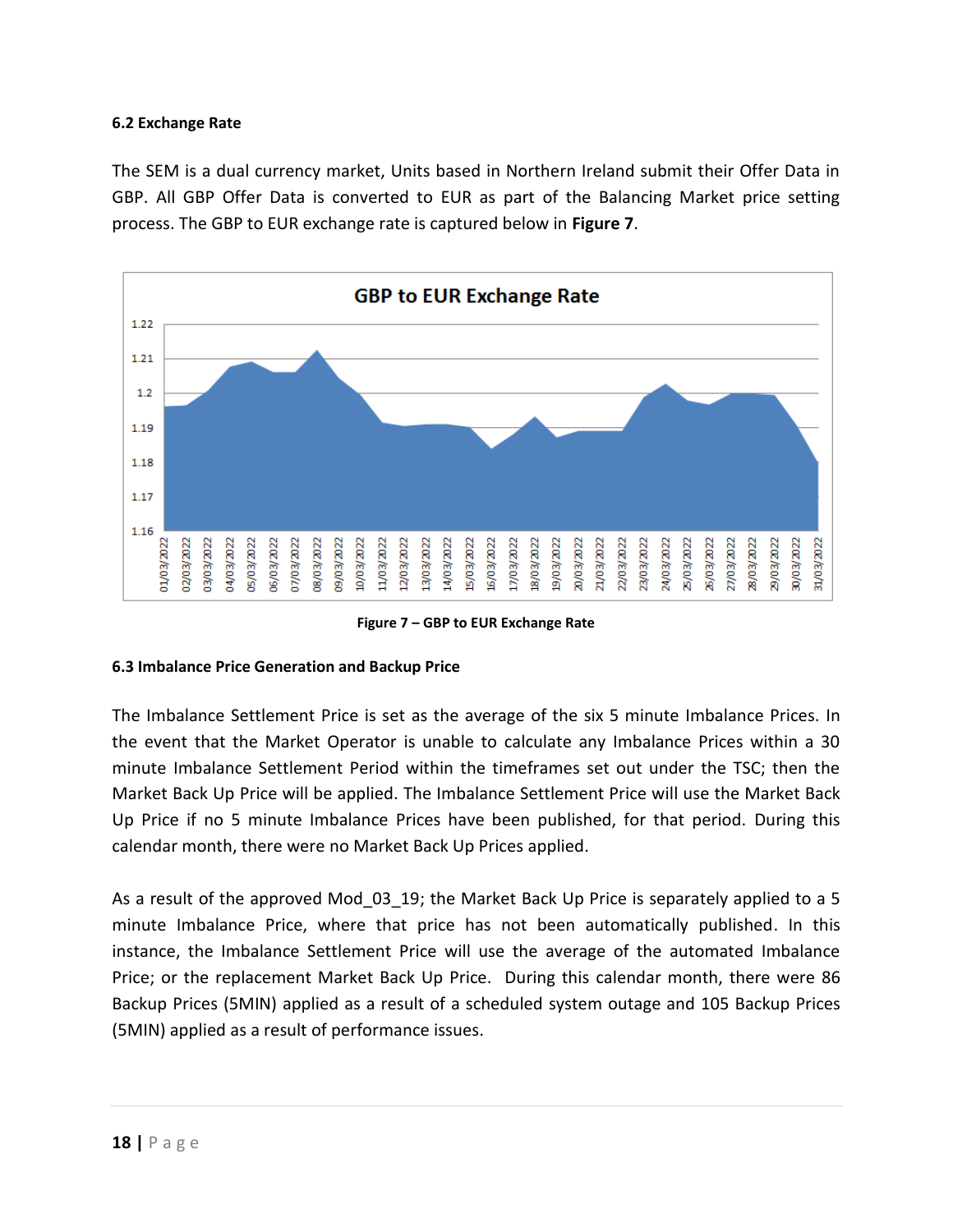#### 6.2 Exchange Rate

The SEM is a dual currency market, Units based in Northern Ireland submit their Offer Data in GBP. All GBP Offer Data is converted to EUR as part of the Balancing Market price setting process. The GBP to EUR exchange rate is captured below in **Figure 7**.

GBP to EUR Exchange Rate

1.22
1.21
1.2
1.19
1.18
1.17
1.16

01/03/2022
02/03/2022
03/03/2022
04/03/2022
05/03/2022
06/03/2022
07/03/2022
08/03/2022
09/03/2022
10/03/2022
11/03/2022
12/03/2022
13/03/2022
14/03/2022
15/03/2022
16/03/2022
17/03/2022
18/03/2022
19/03/2022
20/03/2022
21/03/2022
22/03/2022
23/03/2022
24/03/2022
25/03/2022
26/03/2022
27/03/2022
28/03/2022
29/03/2022
30/03/2022
31/03/2022

**Figure 7 – GBP to EUR Exchange Rate**

#### 6.3 Imbalance Price Generation and Backup Price

The Imbalance Settlement Price is set as the average of the six 5 minute Imbalance Prices. In the event that the Market Operator is unable to calculate any Imbalance Prices within a 30 minute Imbalance Settlement Period within the timeframes set out under the TSC; then the Market Back Up Price will be applied. The Imbalance Settlement Price will use the Market Back Up Price if no 5 minute Imbalance Prices have been published, for that period. During this calendar month, there were no Market Back Up Prices applied.

As a result of the approved Mod_03_19; the Market Back Up Price is separately applied to a 5 minute Imbalance Price, where that price has not been automatically published. In this instance, the Imbalance Settlement Price will use the average of the automated Imbalance Price; or the replacement Market Back Up Price. During this calendar month, there were 86 Backup Prices (5MIN) applied as a result of a scheduled system outage and 105 Backup Prices (5MIN) applied as a result of performance issues.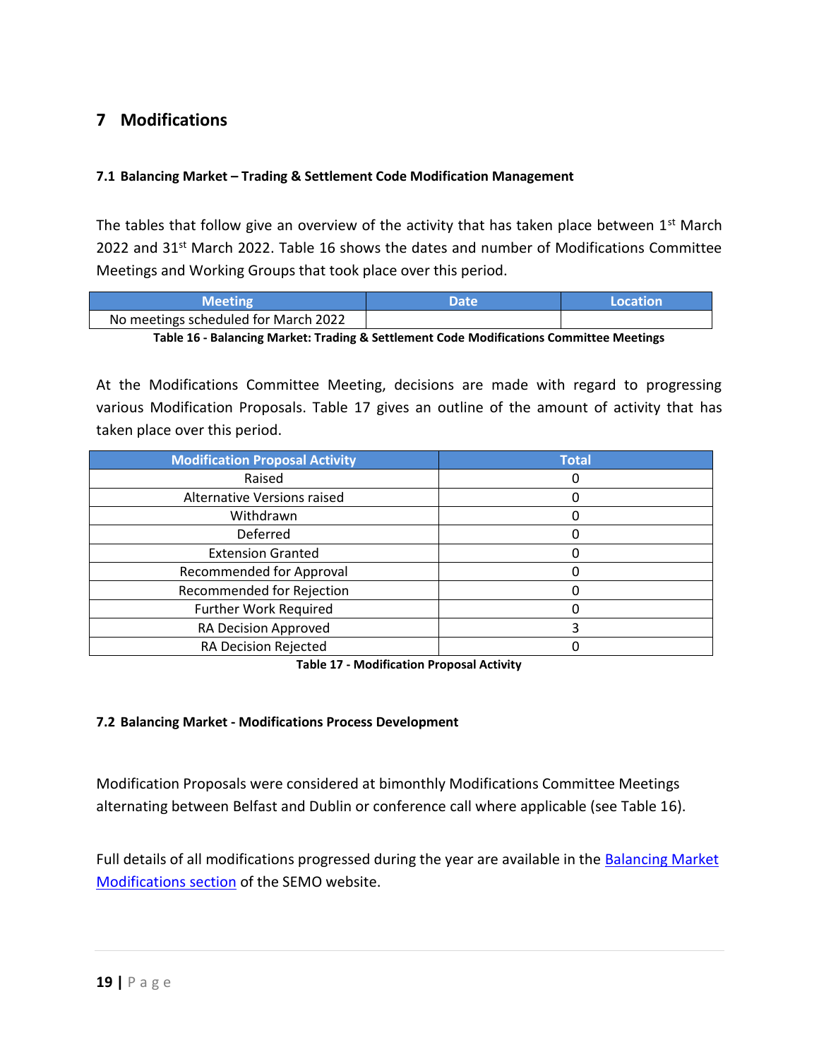# 7 Modifications

### 7.1 Balancing Market – Trading & Settlement Code Modification Management

The tables that follow give an overview of the activity that has taken place between 1st March 2022 and 31st March 2022. Table 16 shows the dates and number of Modifications Committee Meetings and Working Groups that took place over this period.

| Meeting | Date | Location |
|---|---|---|
| No meetings scheduled for March 2022 | | |

**Table 16 - Balancing Market: Trading & Settlement Code Modifications Committee Meetings**

At the Modifications Committee Meeting, decisions are made with regard to progressing various Modification Proposals. Table 17 gives an outline of the amount of activity that has taken place over this period.

| Modification Proposal Activity | Total |
|---|---|
| Raised | 0 |
| Alternative Versions raised | 0 |
| Withdrawn | 0 |
| Deferred | 0 |
| Extension Granted | 0 |
| Recommended for Approval | 0 |
| Recommended for Rejection | 0 |
| Further Work Required | 0 |
| RA Decision Approved | 3 |
| RA Decision Rejected | 0 |

**Table 17 - Modification Proposal Activity**

### 7.2 Balancing Market - Modifications Process Development

Modification Proposals were considered at bimonthly Modifications Committee Meetings alternating between Belfast and Dublin or conference call where applicable (see Table 16).

Full details of all modifications progressed during the year are available in the Balancing Market Modifications section of the SEMO website.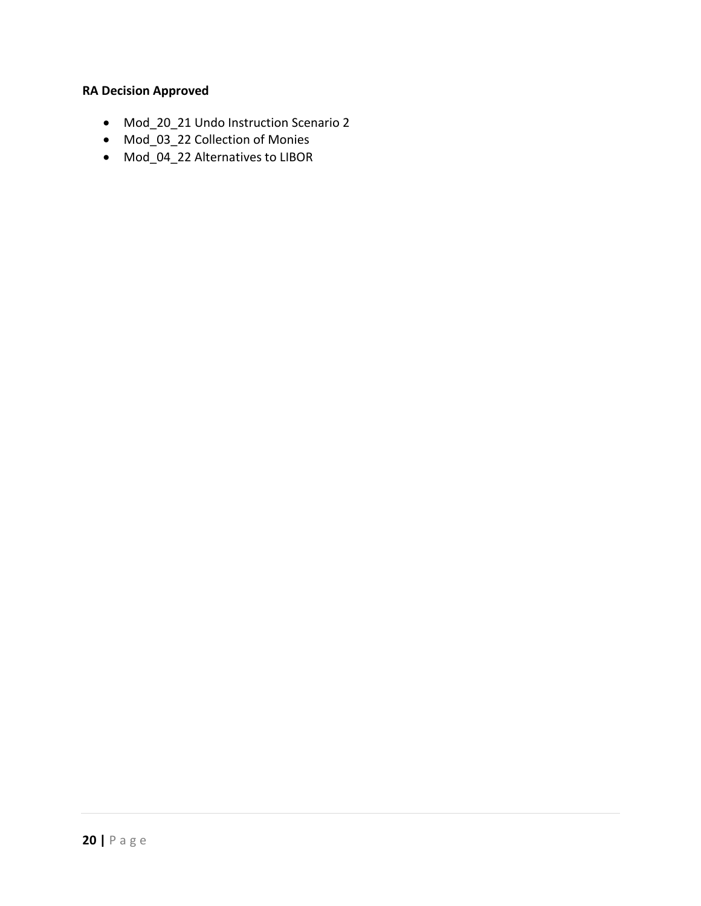**RA Decision Approved**

- Mod_20_21 Undo Instruction Scenario 2
- Mod_03_22 Collection of Monies
- Mod_04_22 Alternatives to LIBOR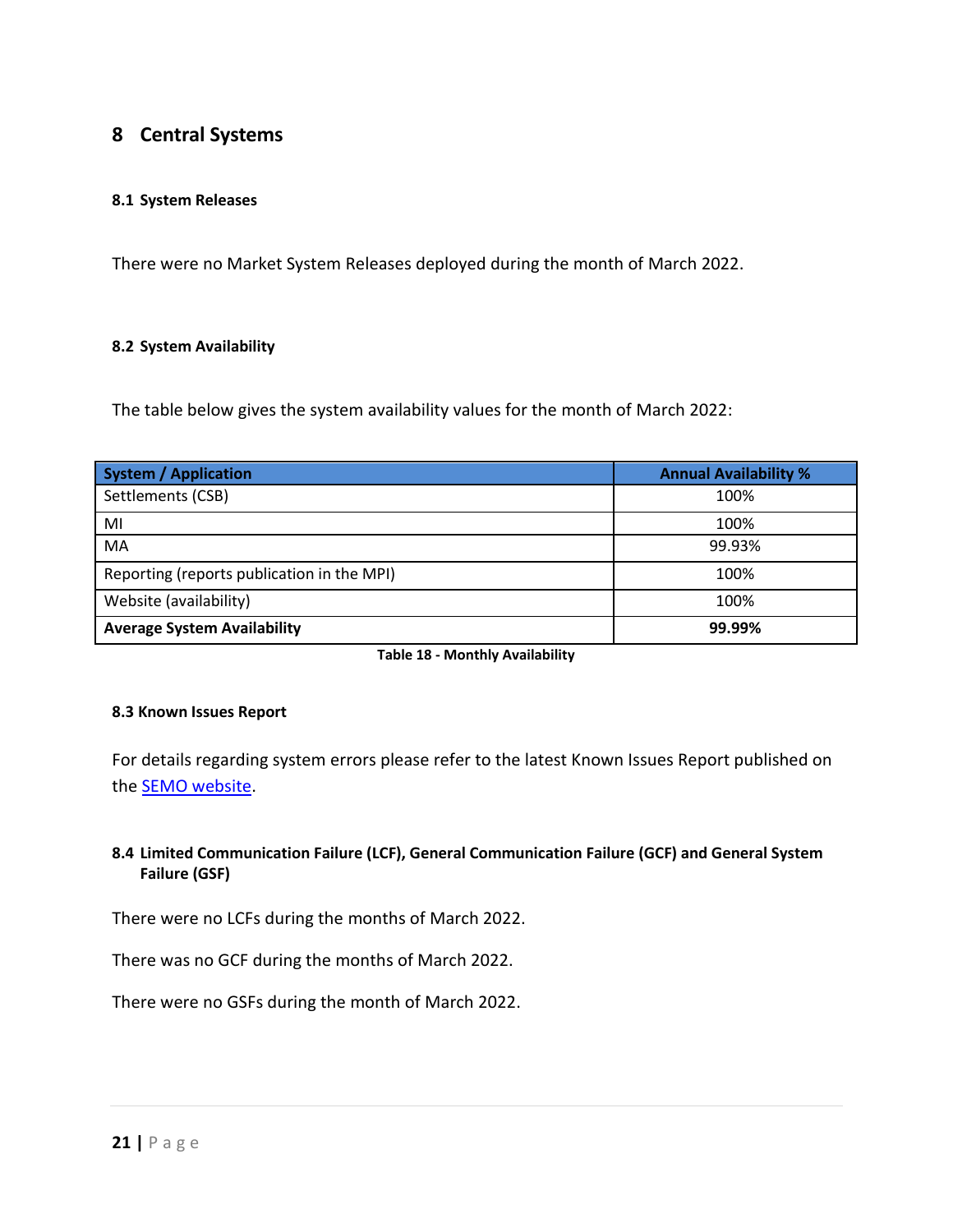# 8 Central Systems

### 8.1 System Releases

There were no Market System Releases deployed during the month of March 2022.

### 8.2 System Availability

The table below gives the system availability values for the month of March 2022:

| System / Application | Annual Availability % |
|---|---|
| Settlements (CSB) | 100% |
| MI | 100% |
| MA | 99.93% |
| Reporting (reports publication in the MPI) | 100% |
| Website (availability) | 100% |
| **Average System Availability** | **99.99%** |

**Table 18 - Monthly Availability**

### 8.3 Known Issues Report

For details regarding system errors please refer to the latest Known Issues Report published on the SEMO website.

### 8.4 Limited Communication Failure (LCF), General Communication Failure (GCF) and General System Failure (GSF)

There were no LCFs during the months of March 2022.

There was no GCF during the months of March 2022.

There were no GSFs during the month of March 2022.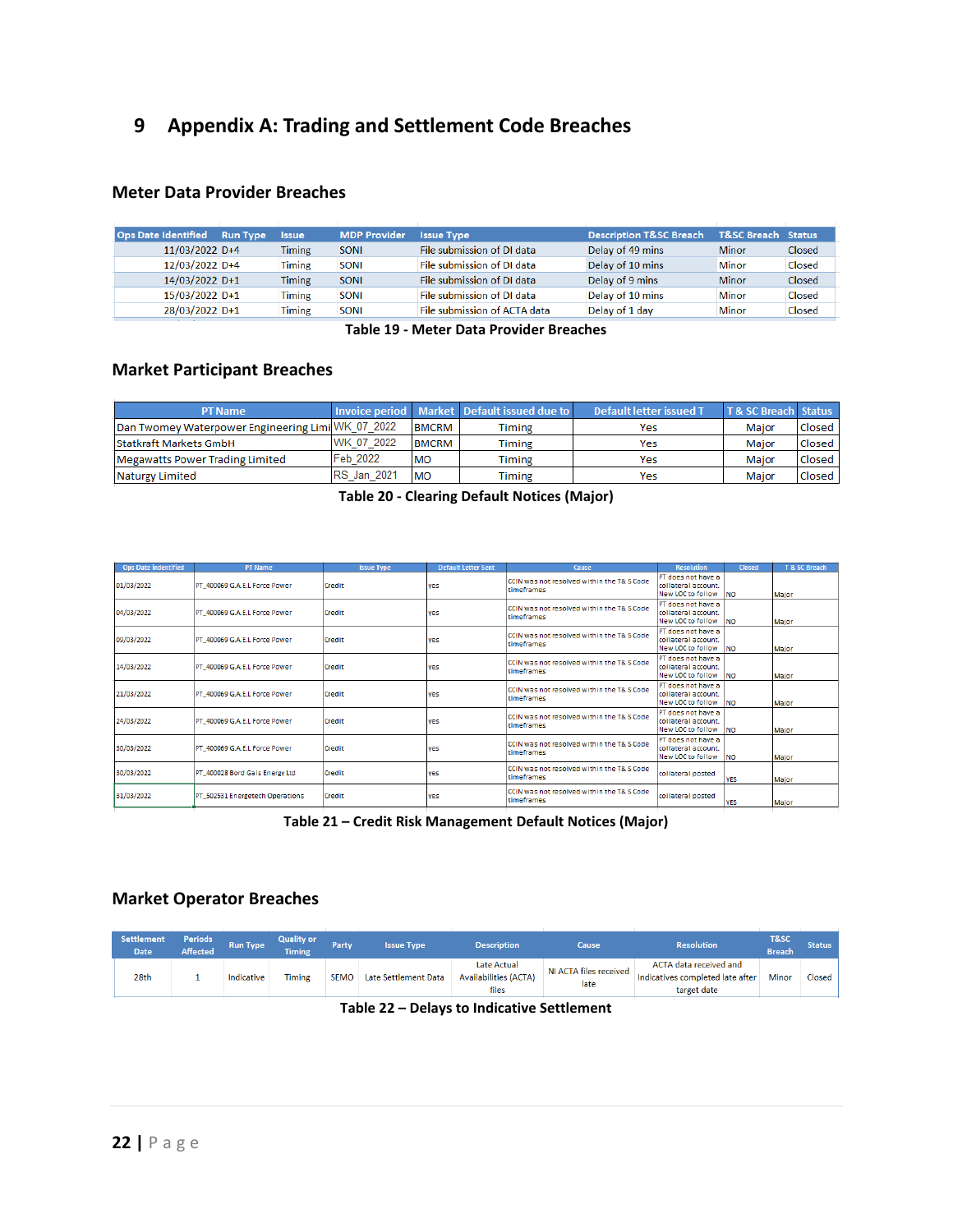# 9 Appendix A: Trading and Settlement Code Breaches

## Meter Data Provider Breaches

| Ops Date Identified | Run Type | Issue | MDP Provider | Issue Type | Description T&SC Breach | T&SC Breach | Status |
|---|---|---|---|---|---|---|---|
| 11/03/2022 | D+4 | Timing | SONI | File submission of DI data | Delay of 49 mins | Minor | Closed |
| 12/03/2022 | D+4 | Timing | SONI | File submission of DI data | Delay of 10 mins | Minor | Closed |
| 14/03/2022 | D+1 | Timing | SONI | File submission of DI data | Delay of 9 mins | Minor | Closed |
| 15/03/2022 | D+1 | Timing | SONI | File submission of DI data | Delay of 10 mins | Minor | Closed |
| 28/03/2022 | D+1 | Timing | SONI | File submission of ACTA data | Delay of 1 day | Minor | Closed |

Table 19 - Meter Data Provider Breaches

## Market Participant Breaches

| PT Name | Invoice period | Market | Default issued due to | Default letter issued T | T & SC Breach | Status |
|---|---|---|---|---|---|---|
| Dan Twomey Waterpower Engineering Limi | WK_07_2022 | BMCRM | Timing | Yes | Major | Closed |
| Statkraft Markets GmbH | WK_07_2022 | BMCRM | Timing | Yes | Major | Closed |
| Megawatts Power Trading Limited | Feb_2022 | MO | Timing | Yes | Major | Closed |
| Naturgy Limited | RS_Jan_2021 | MO | Timing | Yes | Major | Closed |

Table 20 - Clearing Default Notices (Major)

| Ops Date Indentified | PT Name | Issue Type | Default Letter Sent | Cause | Resolution | Closed | T & SC Breach |
|---|---|---|---|---|---|---|---|
| 01/03/2022 | PT_400069 G.A.E.L Force Power | Credit | yes | CCIN was not resolved within the T& S Code timeframes | PT does not have a collateral account. New LOC to follow | NO | Major |
| 04/03/2022 | PT_400069 G.A.E.L Force Power | Credit | yes | CCIN was not resolved within the T& S Code timeframes | PT does not have a collateral account. New LOC to follow | NO | Major |
| 09/03/2022 | PT_400069 G.A.E.L Force Power | Credit | yes | CCIN was not resolved within the T& S Code timeframes | PT does not have a collateral account. New LOC to follow | NO | Major |
| 14/03/2022 | PT_400069 G.A.E.L Force Power | Credit | yes | CCIN was not resolved within the T& S Code timeframes | PT does not have a collateral account. New LOC to follow | NO | Major |
| 21/03/2022 | PT_400069 G.A.E.L Force Power | Credit | yes | CCIN was not resolved within the T& S Code timeframes | PT does not have a collateral account. New LOC to follow | NO | Major |
| 24/03/2022 | PT_400069 G.A.E.L Force Power | Credit | yes | CCIN was not resolved within the T& S Code timeframes | PT does not have a collateral account. New LOC to follow | NO | Major |
| 30/03/2022 | PT_400069 G.A.E.L Force Power | Credit | yes | CCIN was not resolved within the T& S Code timeframes | PT does not have a collateral account. New LOC to follow | NO | Major |
| 30/03/2022 | PT_400028 Bord Gais Energy Ltd | Credit | yes | CCIN was not resolved within the T& S Code timeframes | collateral posted | YES | Major |
| 31/03/2022 | PT_502531 Energetech Operations | Credit | yes | CCIN was not resolved within the T& S Code timeframes | collateral posted | YES | Major |

Table 21 – Credit Risk Management Default Notices (Major)

## Market Operator Breaches

| Settlement Date | Periods Affected | Run Type | Quality or Timing | Party | Issue Type | Description | Cause | Resolution | T&SC Breach | Status |
|---|---|---|---|---|---|---|---|---|---|---|
| 28th | 1 | Indicative | Timing | SEMO | Late Settlement Data | Late Actual Availabilities (ACTA) files | NI ACTA files received late | ACTA data received and Indicatives completed late after target date | Minor | Closed |

Table 22 – Delays to Indicative Settlement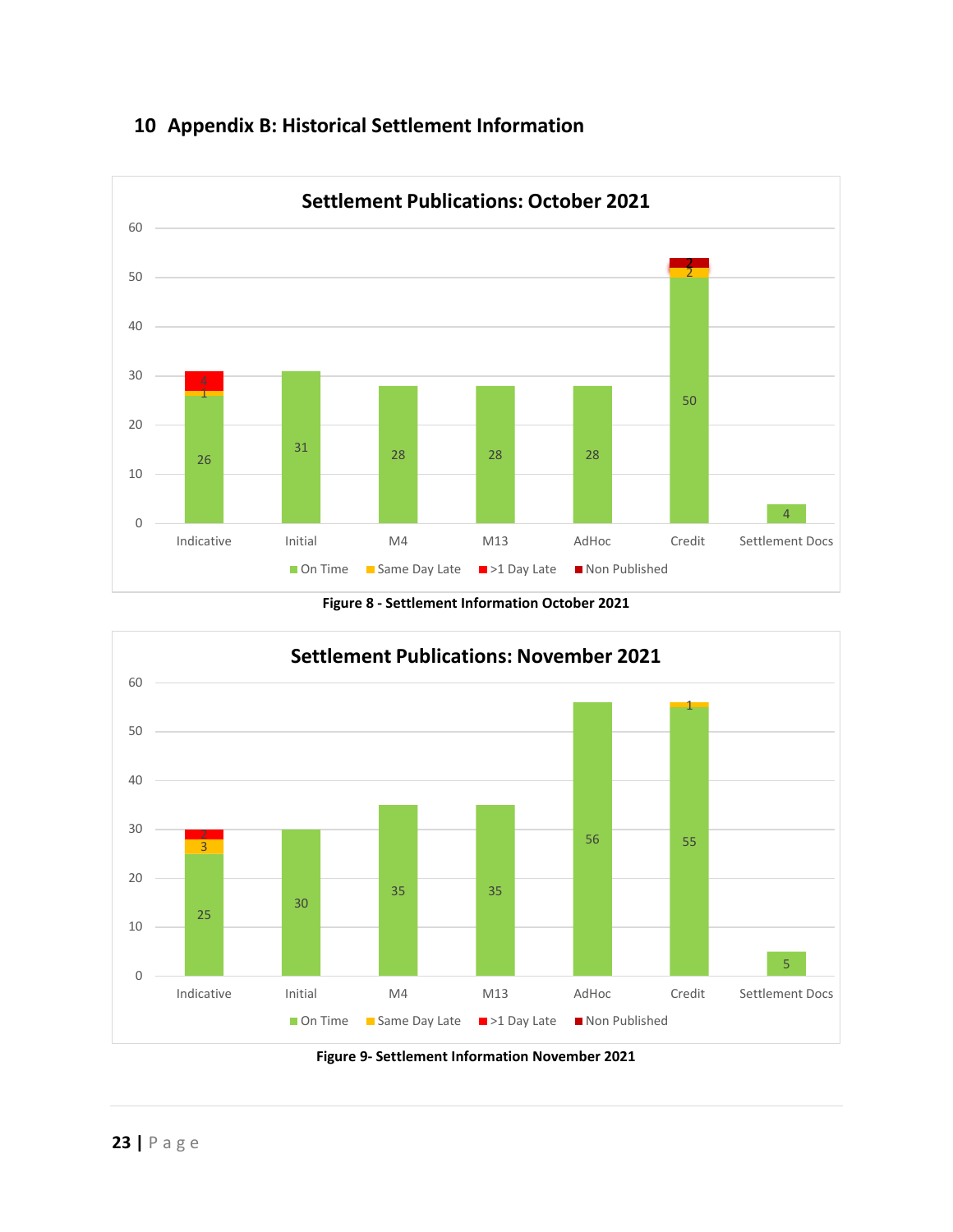# 10 Appendix B: Historical Settlement Information

Settlement Publications: October 2021

60
50
40
30
20
10
0

26
1
4
31
28
28
28
50
2
2
4

Indicative
Initial
M4
M13
AdHoc
Credit
Settlement Docs

On Time
Same Day Late
>1 Day Late
Non Published

**Figure 8 - Settlement Information October 2021**

Settlement Publications: November 2021

60
50
40
30
20
10
0

25
3
2
30
35
35
56
55
1
5

Indicative
Initial
M4
M13
AdHoc
Credit
Settlement Docs

On Time
Same Day Late
>1 Day Late
Non Published

**Figure 9- Settlement Information November 2021**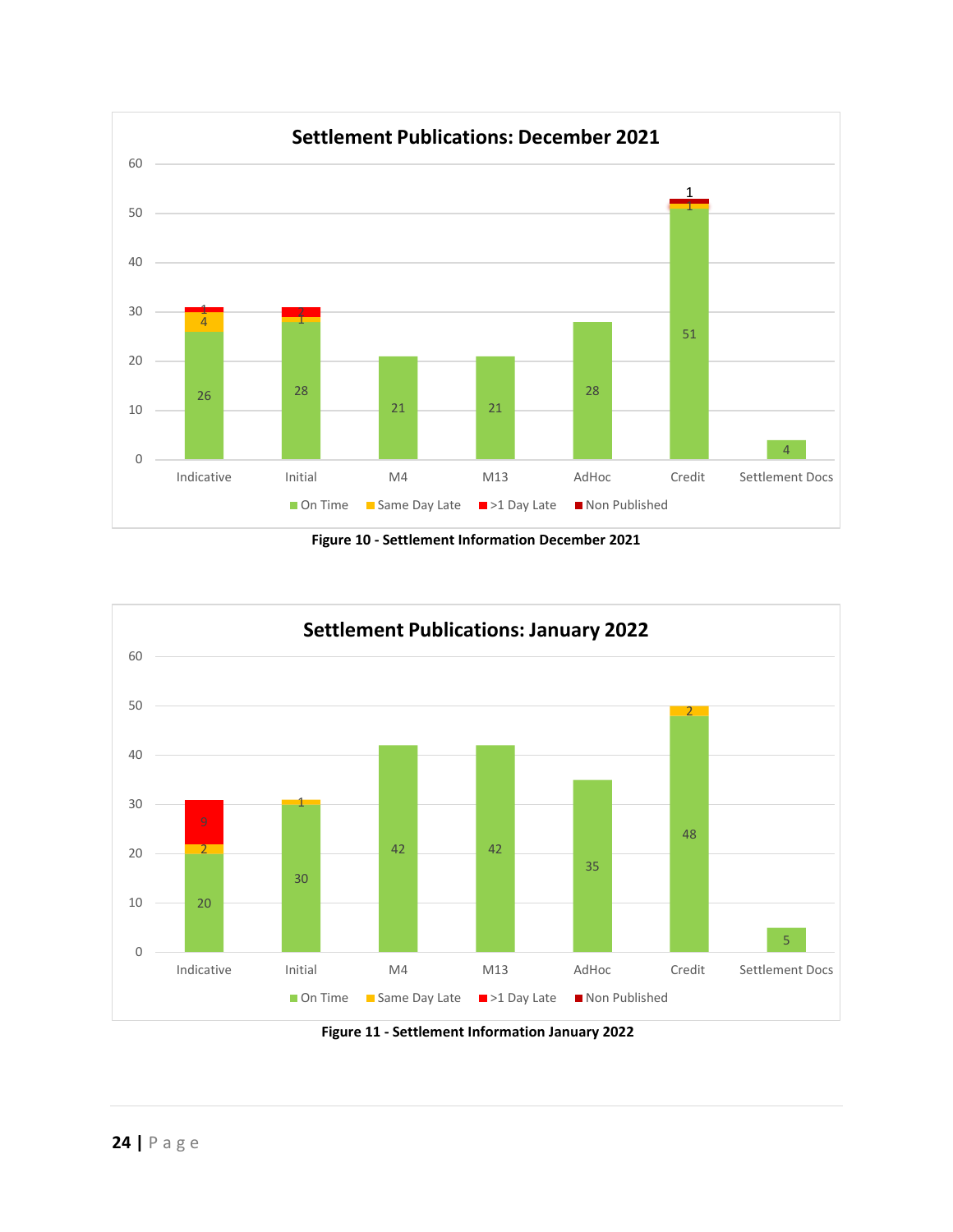Settlement Publications: December 2021

60
50
40
30
20
10
0

Indicative: 26, 4, 1
Initial: 28, 1, 2
M4: 21
M13: 21
AdHoc: 28
Credit: 51, 1, 1
Settlement Docs: 4

On Time  Same Day Late  >1 Day Late  Non Published

**Figure 10 - Settlement Information December 2021**

Settlement Publications: January 2022

60
50
40
30
20
10
0

Indicative: 20, 2, 9
Initial: 30, 1
M4: 42
M13: 42
AdHoc: 35
Credit: 48, 2
Settlement Docs: 5

On Time  Same Day Late  >1 Day Late  Non Published

**Figure 11 - Settlement Information January 2022**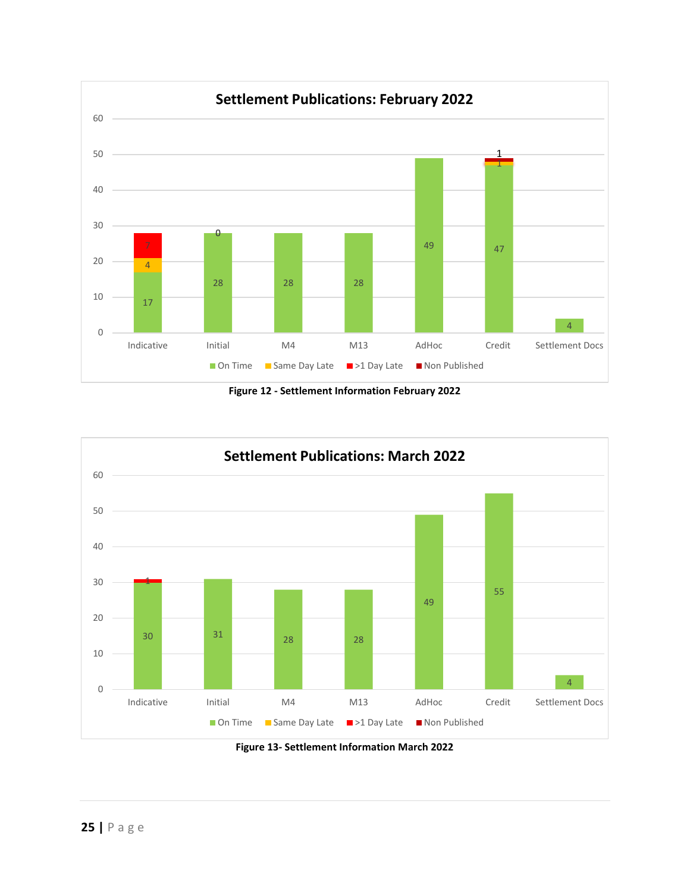Settlement Publications: February 2022

60
50
40
30
20
10
0

7
4
17
0
28
28
28
49
1
1
47
4

Indicative
Initial
M4
M13
AdHoc
Credit
Settlement Docs

On Time
Same Day Late
>1 Day Late
Non Published

**Figure 12 - Settlement Information February 2022**

Settlement Publications: March 2022

60
50
40
30
20
10
0

1
30
31
28
28
49
55
4

Indicative
Initial
M4
M13
AdHoc
Credit
Settlement Docs

On Time
Same Day Late
>1 Day Late
Non Published

**Figure 13- Settlement Information March 2022**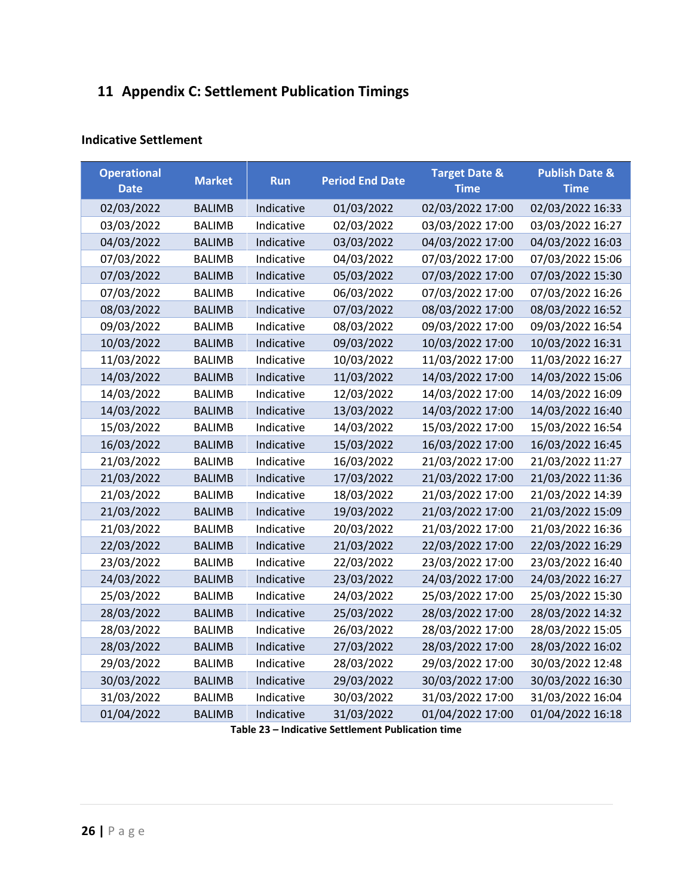# 11 Appendix C: Settlement Publication Timings

### Indicative Settlement

| Operational Date | Market | Run | Period End Date | Target Date & Time | Publish Date & Time |
|---|---|---|---|---|---|
| 02/03/2022 | BALIMB | Indicative | 01/03/2022 | 02/03/2022 17:00 | 02/03/2022 16:33 |
| 03/03/2022 | BALIMB | Indicative | 02/03/2022 | 03/03/2022 17:00 | 03/03/2022 16:27 |
| 04/03/2022 | BALIMB | Indicative | 03/03/2022 | 04/03/2022 17:00 | 04/03/2022 16:03 |
| 07/03/2022 | BALIMB | Indicative | 04/03/2022 | 07/03/2022 17:00 | 07/03/2022 15:06 |
| 07/03/2022 | BALIMB | Indicative | 05/03/2022 | 07/03/2022 17:00 | 07/03/2022 15:30 |
| 07/03/2022 | BALIMB | Indicative | 06/03/2022 | 07/03/2022 17:00 | 07/03/2022 16:26 |
| 08/03/2022 | BALIMB | Indicative | 07/03/2022 | 08/03/2022 17:00 | 08/03/2022 16:52 |
| 09/03/2022 | BALIMB | Indicative | 08/03/2022 | 09/03/2022 17:00 | 09/03/2022 16:54 |
| 10/03/2022 | BALIMB | Indicative | 09/03/2022 | 10/03/2022 17:00 | 10/03/2022 16:31 |
| 11/03/2022 | BALIMB | Indicative | 10/03/2022 | 11/03/2022 17:00 | 11/03/2022 16:27 |
| 14/03/2022 | BALIMB | Indicative | 11/03/2022 | 14/03/2022 17:00 | 14/03/2022 15:06 |
| 14/03/2022 | BALIMB | Indicative | 12/03/2022 | 14/03/2022 17:00 | 14/03/2022 16:09 |
| 14/03/2022 | BALIMB | Indicative | 13/03/2022 | 14/03/2022 17:00 | 14/03/2022 16:40 |
| 15/03/2022 | BALIMB | Indicative | 14/03/2022 | 15/03/2022 17:00 | 15/03/2022 16:54 |
| 16/03/2022 | BALIMB | Indicative | 15/03/2022 | 16/03/2022 17:00 | 16/03/2022 16:45 |
| 21/03/2022 | BALIMB | Indicative | 16/03/2022 | 21/03/2022 17:00 | 21/03/2022 11:27 |
| 21/03/2022 | BALIMB | Indicative | 17/03/2022 | 21/03/2022 17:00 | 21/03/2022 11:36 |
| 21/03/2022 | BALIMB | Indicative | 18/03/2022 | 21/03/2022 17:00 | 21/03/2022 14:39 |
| 21/03/2022 | BALIMB | Indicative | 19/03/2022 | 21/03/2022 17:00 | 21/03/2022 15:09 |
| 21/03/2022 | BALIMB | Indicative | 20/03/2022 | 21/03/2022 17:00 | 21/03/2022 16:36 |
| 22/03/2022 | BALIMB | Indicative | 21/03/2022 | 22/03/2022 17:00 | 22/03/2022 16:29 |
| 23/03/2022 | BALIMB | Indicative | 22/03/2022 | 23/03/2022 17:00 | 23/03/2022 16:40 |
| 24/03/2022 | BALIMB | Indicative | 23/03/2022 | 24/03/2022 17:00 | 24/03/2022 16:27 |
| 25/03/2022 | BALIMB | Indicative | 24/03/2022 | 25/03/2022 17:00 | 25/03/2022 15:30 |
| 28/03/2022 | BALIMB | Indicative | 25/03/2022 | 28/03/2022 17:00 | 28/03/2022 14:32 |
| 28/03/2022 | BALIMB | Indicative | 26/03/2022 | 28/03/2022 17:00 | 28/03/2022 15:05 |
| 28/03/2022 | BALIMB | Indicative | 27/03/2022 | 28/03/2022 17:00 | 28/03/2022 16:02 |
| 29/03/2022 | BALIMB | Indicative | 28/03/2022 | 29/03/2022 17:00 | 30/03/2022 12:48 |
| 30/03/2022 | BALIMB | Indicative | 29/03/2022 | 30/03/2022 17:00 | 30/03/2022 16:30 |
| 31/03/2022 | BALIMB | Indicative | 30/03/2022 | 31/03/2022 17:00 | 31/03/2022 16:04 |
| 01/04/2022 | BALIMB | Indicative | 31/03/2022 | 01/04/2022 17:00 | 01/04/2022 16:18 |

**Table 23 – Indicative Settlement Publication time**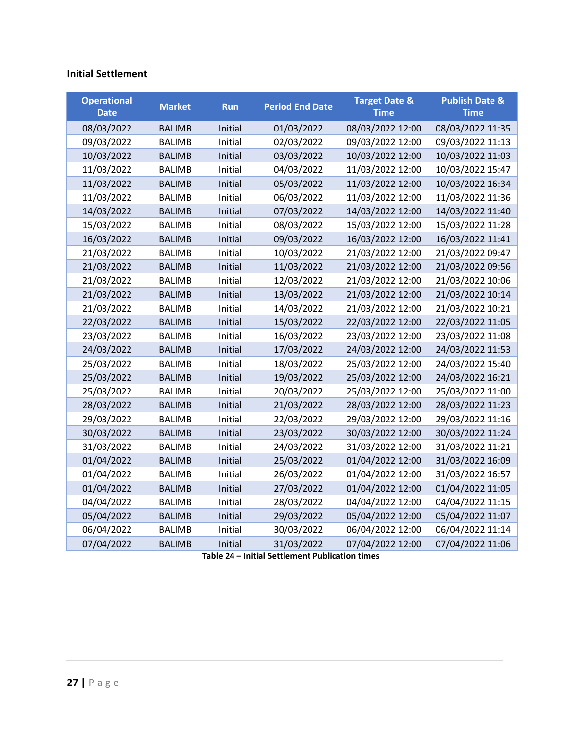**Initial Settlement**

| Operational Date | Market | Run | Period End Date | Target Date & Time | Publish Date & Time |
|---|---|---|---|---|---|
| 08/03/2022 | BALIMB | Initial | 01/03/2022 | 08/03/2022 12:00 | 08/03/2022 11:35 |
| 09/03/2022 | BALIMB | Initial | 02/03/2022 | 09/03/2022 12:00 | 09/03/2022 11:13 |
| 10/03/2022 | BALIMB | Initial | 03/03/2022 | 10/03/2022 12:00 | 10/03/2022 11:03 |
| 11/03/2022 | BALIMB | Initial | 04/03/2022 | 11/03/2022 12:00 | 10/03/2022 15:47 |
| 11/03/2022 | BALIMB | Initial | 05/03/2022 | 11/03/2022 12:00 | 10/03/2022 16:34 |
| 11/03/2022 | BALIMB | Initial | 06/03/2022 | 11/03/2022 12:00 | 11/03/2022 11:36 |
| 14/03/2022 | BALIMB | Initial | 07/03/2022 | 14/03/2022 12:00 | 14/03/2022 11:40 |
| 15/03/2022 | BALIMB | Initial | 08/03/2022 | 15/03/2022 12:00 | 15/03/2022 11:28 |
| 16/03/2022 | BALIMB | Initial | 09/03/2022 | 16/03/2022 12:00 | 16/03/2022 11:41 |
| 21/03/2022 | BALIMB | Initial | 10/03/2022 | 21/03/2022 12:00 | 21/03/2022 09:47 |
| 21/03/2022 | BALIMB | Initial | 11/03/2022 | 21/03/2022 12:00 | 21/03/2022 09:56 |
| 21/03/2022 | BALIMB | Initial | 12/03/2022 | 21/03/2022 12:00 | 21/03/2022 10:06 |
| 21/03/2022 | BALIMB | Initial | 13/03/2022 | 21/03/2022 12:00 | 21/03/2022 10:14 |
| 21/03/2022 | BALIMB | Initial | 14/03/2022 | 21/03/2022 12:00 | 21/03/2022 10:21 |
| 22/03/2022 | BALIMB | Initial | 15/03/2022 | 22/03/2022 12:00 | 22/03/2022 11:05 |
| 23/03/2022 | BALIMB | Initial | 16/03/2022 | 23/03/2022 12:00 | 23/03/2022 11:08 |
| 24/03/2022 | BALIMB | Initial | 17/03/2022 | 24/03/2022 12:00 | 24/03/2022 11:53 |
| 25/03/2022 | BALIMB | Initial | 18/03/2022 | 25/03/2022 12:00 | 24/03/2022 15:40 |
| 25/03/2022 | BALIMB | Initial | 19/03/2022 | 25/03/2022 12:00 | 24/03/2022 16:21 |
| 25/03/2022 | BALIMB | Initial | 20/03/2022 | 25/03/2022 12:00 | 25/03/2022 11:00 |
| 28/03/2022 | BALIMB | Initial | 21/03/2022 | 28/03/2022 12:00 | 28/03/2022 11:23 |
| 29/03/2022 | BALIMB | Initial | 22/03/2022 | 29/03/2022 12:00 | 29/03/2022 11:16 |
| 30/03/2022 | BALIMB | Initial | 23/03/2022 | 30/03/2022 12:00 | 30/03/2022 11:24 |
| 31/03/2022 | BALIMB | Initial | 24/03/2022 | 31/03/2022 12:00 | 31/03/2022 11:21 |
| 01/04/2022 | BALIMB | Initial | 25/03/2022 | 01/04/2022 12:00 | 31/03/2022 16:09 |
| 01/04/2022 | BALIMB | Initial | 26/03/2022 | 01/04/2022 12:00 | 31/03/2022 16:57 |
| 01/04/2022 | BALIMB | Initial | 27/03/2022 | 01/04/2022 12:00 | 01/04/2022 11:05 |
| 04/04/2022 | BALIMB | Initial | 28/03/2022 | 04/04/2022 12:00 | 04/04/2022 11:15 |
| 05/04/2022 | BALIMB | Initial | 29/03/2022 | 05/04/2022 12:00 | 05/04/2022 11:07 |
| 06/04/2022 | BALIMB | Initial | 30/03/2022 | 06/04/2022 12:00 | 06/04/2022 11:14 |
| 07/04/2022 | BALIMB | Initial | 31/03/2022 | 07/04/2022 12:00 | 07/04/2022 11:06 |

**Table 24 – Initial Settlement Publication times**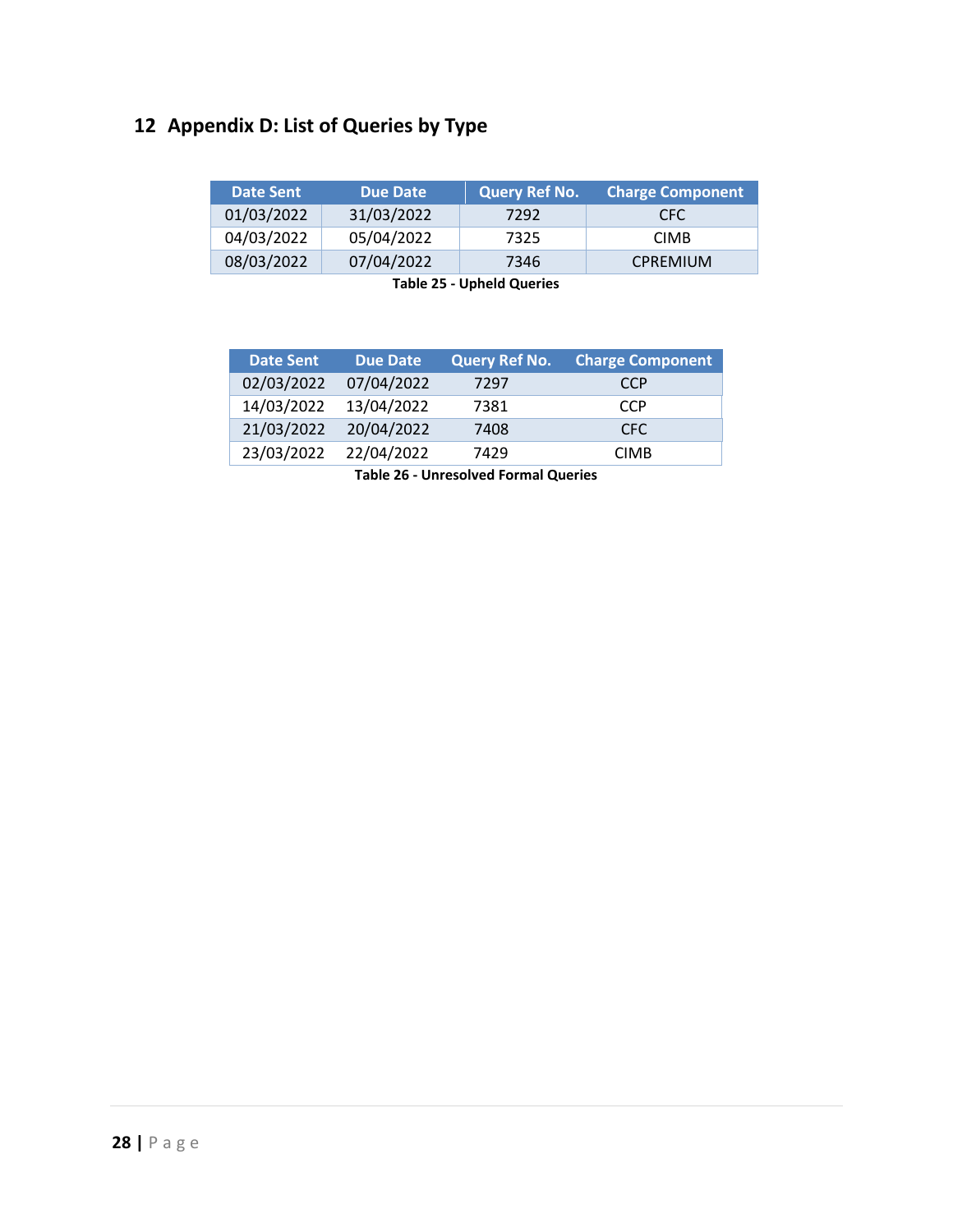# 12 Appendix D: List of Queries by Type

| Date Sent | Due Date | Query Ref No. | Charge Component |
|---|---|---|---|
| 01/03/2022 | 31/03/2022 | 7292 | CFC |
| 04/03/2022 | 05/04/2022 | 7325 | CIMB |
| 08/03/2022 | 07/04/2022 | 7346 | CPREMIUM |

**Table 25 - Upheld Queries**

| Date Sent | Due Date | Query Ref No. | Charge Component |
|---|---|---|---|
| 02/03/2022 | 07/04/2022 | 7297 | CCP |
| 14/03/2022 | 13/04/2022 | 7381 | CCP |
| 21/03/2022 | 20/04/2022 | 7408 | CFC |
| 23/03/2022 | 22/04/2022 | 7429 | CIMB |

**Table 26 - Unresolved Formal Queries**